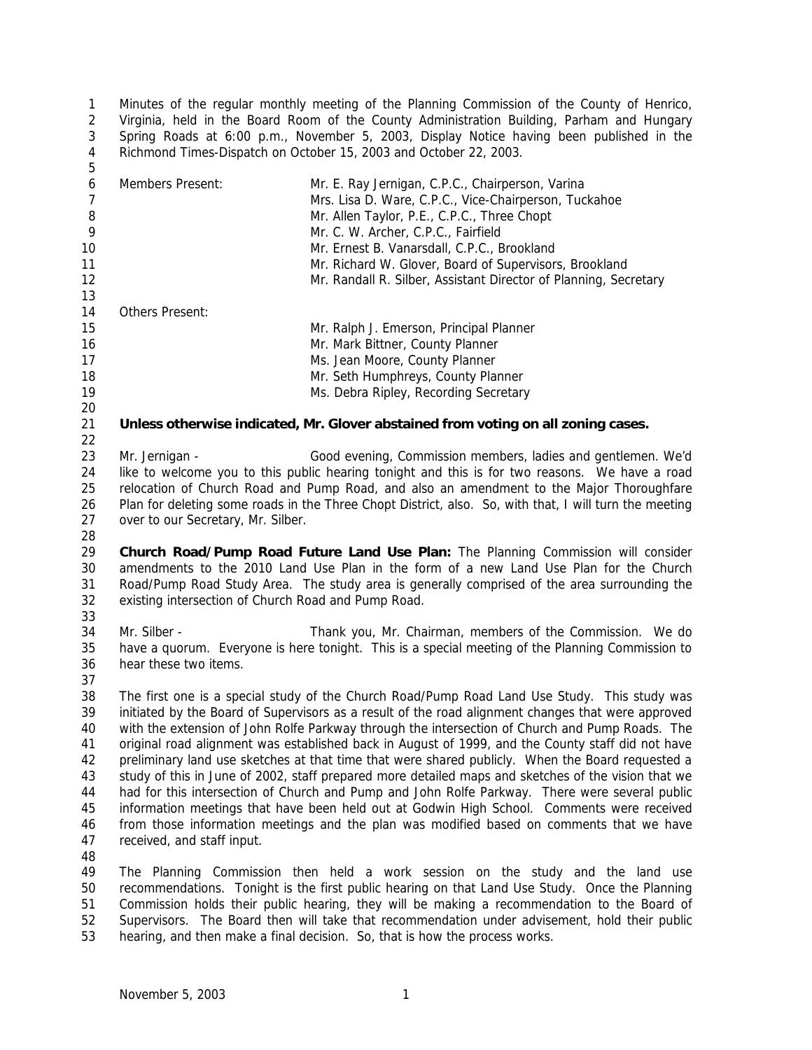Minutes of the regular monthly meeting of the Planning Commission of the County of Henrico, Virginia, held in the Board Room of the County Administration Building, Parham and Hungary Spring Roads at 6:00 p.m., November 5, 2003, Display Notice having been published in the Richmond Times-Dispatch on October 15, 2003 and October 22, 2003.

| | |
|---|---|
| Members Present: | Mr. E. Ray Jernigan, C.P.C., Chairperson, Varina |
| | Mrs. Lisa D. Ware, C.P.C., Vice-Chairperson, Tuckahoe |
| | Mr. Allen Taylor, P.E., C.P.C., Three Chopt |
| | Mr. C. W. Archer, C.P.C., Fairfield |
| | Mr. Ernest B. Vanarsdall, C.P.C., Brookland |
| | Mr. Richard W. Glover, Board of Supervisors, Brookland |
| | Mr. Randall R. Silber, Assistant Director of Planning, Secretary |
| Others Present: | |
| | Mr. Ralph J. Emerson, Principal Planner |
| | Mr. Mark Bittner, County Planner |
| | Ms. Jean Moore, County Planner |
| | Mr. Seth Humphreys, County Planner |
| | Ms. Debra Ripley, Recording Secretary |

**Unless otherwise indicated, Mr. Glover abstained from voting on all zoning cases.**

Mr. Jernigan - Good evening, Commission members, ladies and gentlemen. We'd like to welcome you to this public hearing tonight and this is for two reasons. We have a road relocation of Church Road and Pump Road, and also an amendment to the Major Thoroughfare Plan for deleting some roads in the Three Chopt District, also. So, with that, I will turn the meeting over to our Secretary, Mr. Silber.

**Church Road/Pump Road Future Land Use Plan:** The Planning Commission will consider amendments to the 2010 Land Use Plan in the form of a new Land Use Plan for the Church Road/Pump Road Study Area. The study area is generally comprised of the area surrounding the existing intersection of Church Road and Pump Road.

Mr. Silber - Thank you, Mr. Chairman, members of the Commission. We do have a quorum. Everyone is here tonight. This is a special meeting of the Planning Commission to hear these two items.

The first one is a special study of the Church Road/Pump Road Land Use Study. This study was initiated by the Board of Supervisors as a result of the road alignment changes that were approved with the extension of John Rolfe Parkway through the intersection of Church and Pump Roads. The original road alignment was established back in August of 1999, and the County staff did not have preliminary land use sketches at that time that were shared publicly. When the Board requested a study of this in June of 2002, staff prepared more detailed maps and sketches of the vision that we had for this intersection of Church and Pump and John Rolfe Parkway. There were several public information meetings that have been held out at Godwin High School. Comments were received from those information meetings and the plan was modified based on comments that we have received, and staff input.

The Planning Commission then held a work session on the study and the land use recommendations. Tonight is the first public hearing on that Land Use Study. Once the Planning Commission holds their public hearing, they will be making a recommendation to the Board of Supervisors. The Board then will take that recommendation under advisement, hold their public hearing, and then make a final decision. So, that is how the process works.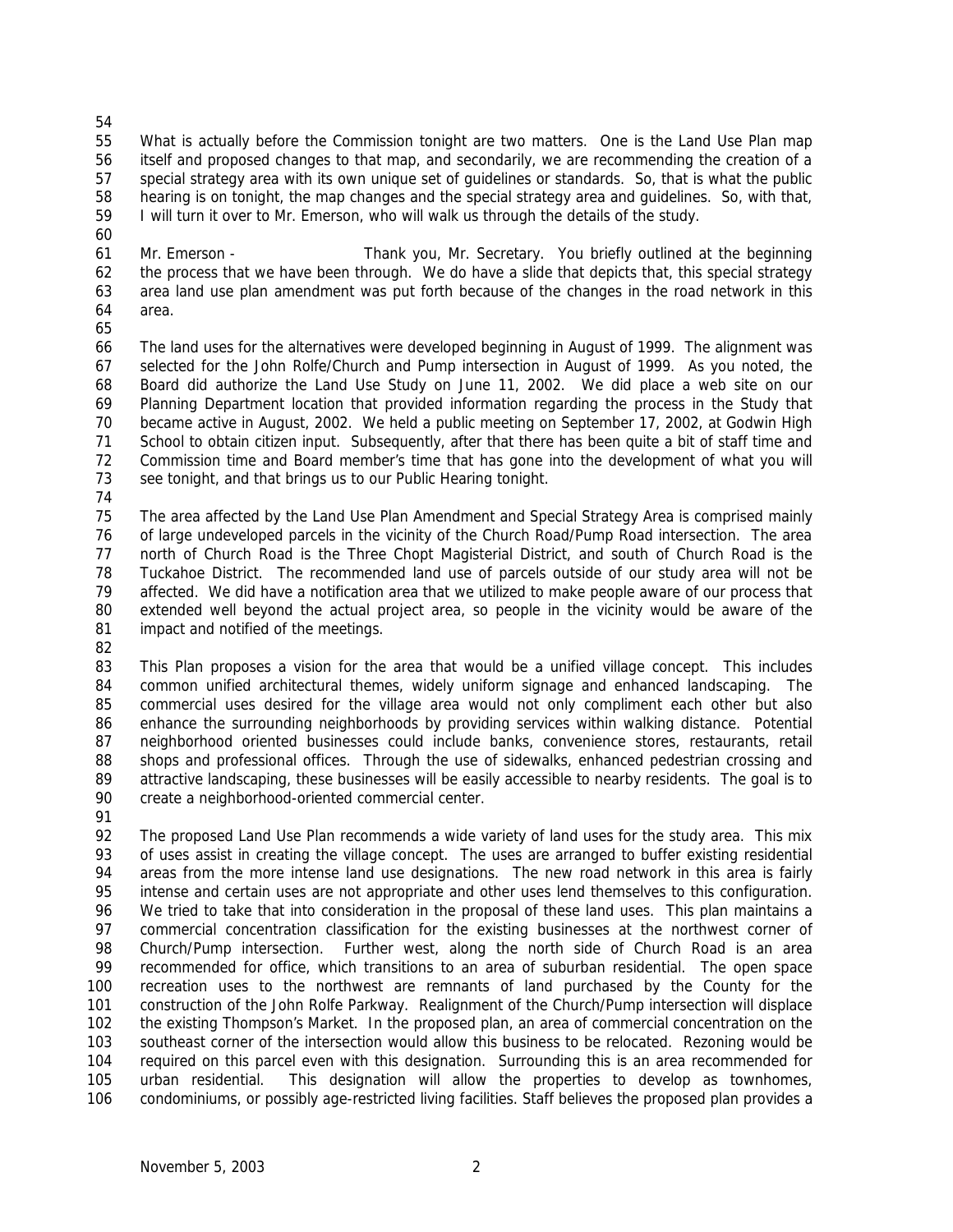What is actually before the Commission tonight are two matters. One is the Land Use Plan map itself and proposed changes to that map, and secondarily, we are recommending the creation of a special strategy area with its own unique set of guidelines or standards. So, that is what the public hearing is on tonight, the map changes and the special strategy area and guidelines. So, with that, I will turn it over to Mr. Emerson, who will walk us through the details of the study.

Mr. Emerson - Thank you, Mr. Secretary. You briefly outlined at the beginning the process that we have been through. We do have a slide that depicts that, this special strategy area land use plan amendment was put forth because of the changes in the road network in this area.

The land uses for the alternatives were developed beginning in August of 1999. The alignment was selected for the John Rolfe/Church and Pump intersection in August of 1999. As you noted, the Board did authorize the Land Use Study on June 11, 2002. We did place a web site on our Planning Department location that provided information regarding the process in the Study that became active in August, 2002. We held a public meeting on September 17, 2002, at Godwin High School to obtain citizen input. Subsequently, after that there has been quite a bit of staff time and Commission time and Board member's time that has gone into the development of what you will see tonight, and that brings us to our Public Hearing tonight.

The area affected by the Land Use Plan Amendment and Special Strategy Area is comprised mainly of large undeveloped parcels in the vicinity of the Church Road/Pump Road intersection. The area north of Church Road is the Three Chopt Magisterial District, and south of Church Road is the Tuckahoe District. The recommended land use of parcels outside of our study area will not be affected. We did have a notification area that we utilized to make people aware of our process that extended well beyond the actual project area, so people in the vicinity would be aware of the impact and notified of the meetings.

This Plan proposes a vision for the area that would be a unified village concept. This includes common unified architectural themes, widely uniform signage and enhanced landscaping. The commercial uses desired for the village area would not only compliment each other but also enhance the surrounding neighborhoods by providing services within walking distance. Potential neighborhood oriented businesses could include banks, convenience stores, restaurants, retail shops and professional offices. Through the use of sidewalks, enhanced pedestrian crossing and attractive landscaping, these businesses will be easily accessible to nearby residents. The goal is to create a neighborhood-oriented commercial center.

The proposed Land Use Plan recommends a wide variety of land uses for the study area. This mix of uses assist in creating the village concept. The uses are arranged to buffer existing residential areas from the more intense land use designations. The new road network in this area is fairly intense and certain uses are not appropriate and other uses lend themselves to this configuration. We tried to take that into consideration in the proposal of these land uses. This plan maintains a commercial concentration classification for the existing businesses at the northwest corner of Church/Pump intersection. Further west, along the north side of Church Road is an area recommended for office, which transitions to an area of suburban residential. The open space recreation uses to the northwest are remnants of land purchased by the County for the construction of the John Rolfe Parkway. Realignment of the Church/Pump intersection will displace the existing Thompson's Market. In the proposed plan, an area of commercial concentration on the southeast corner of the intersection would allow this business to be relocated. Rezoning would be required on this parcel even with this designation. Surrounding this is an area recommended for urban residential. This designation will allow the properties to develop as townhomes, condominiums, or possibly age-restricted living facilities. Staff believes the proposed plan provides a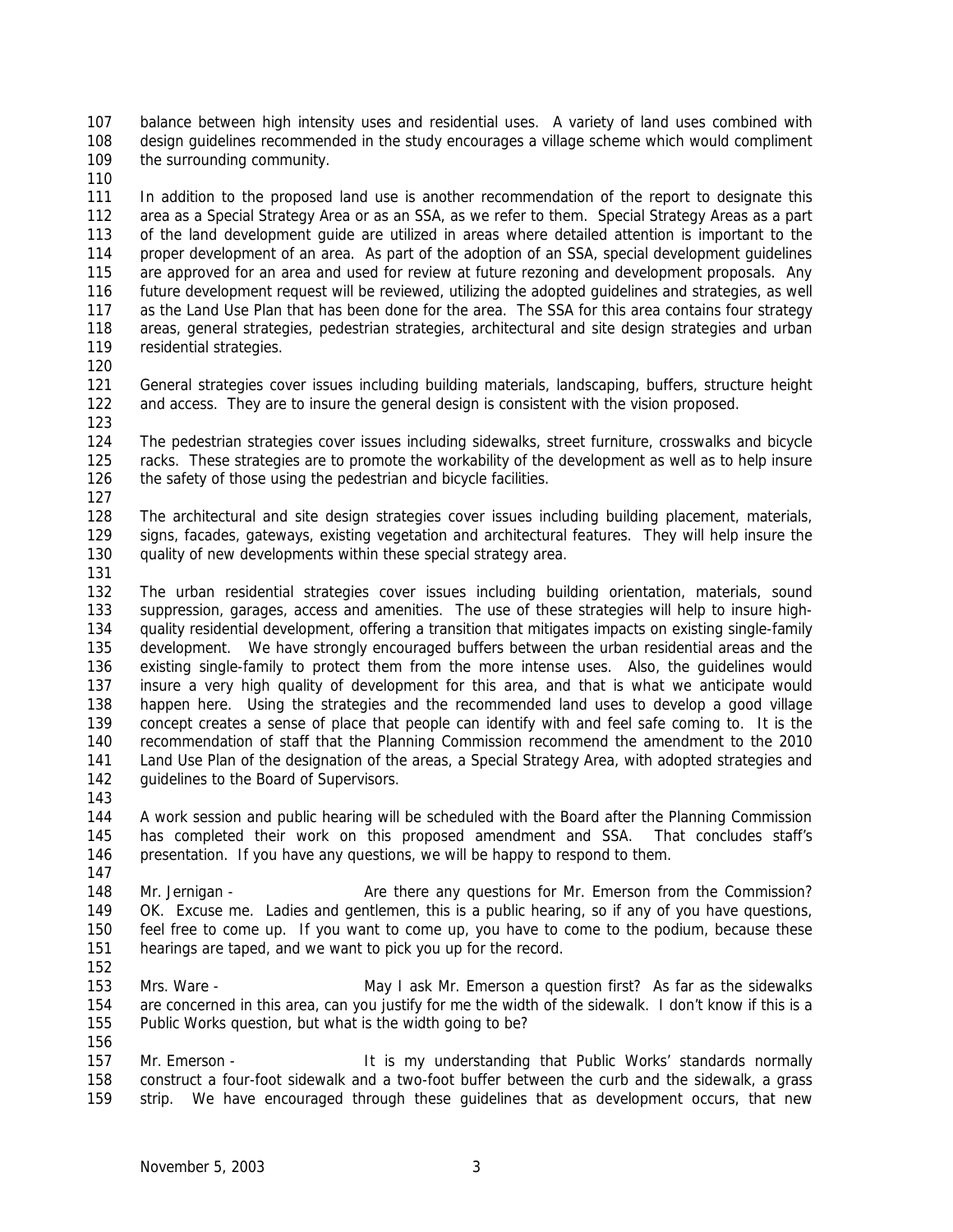balance between high intensity uses and residential uses. A variety of land uses combined with design guidelines recommended in the study encourages a village scheme which would compliment the surrounding community.

In addition to the proposed land use is another recommendation of the report to designate this area as a Special Strategy Area or as an SSA, as we refer to them. Special Strategy Areas as a part of the land development guide are utilized in areas where detailed attention is important to the proper development of an area. As part of the adoption of an SSA, special development guidelines are approved for an area and used for review at future rezoning and development proposals. Any future development request will be reviewed, utilizing the adopted guidelines and strategies, as well as the Land Use Plan that has been done for the area. The SSA for this area contains four strategy areas, general strategies, pedestrian strategies, architectural and site design strategies and urban residential strategies.

General strategies cover issues including building materials, landscaping, buffers, structure height and access. They are to insure the general design is consistent with the vision proposed.

The pedestrian strategies cover issues including sidewalks, street furniture, crosswalks and bicycle racks. These strategies are to promote the workability of the development as well as to help insure the safety of those using the pedestrian and bicycle facilities.

The architectural and site design strategies cover issues including building placement, materials, signs, facades, gateways, existing vegetation and architectural features. They will help insure the quality of new developments within these special strategy area.

The urban residential strategies cover issues including building orientation, materials, sound suppression, garages, access and amenities. The use of these strategies will help to insure high-quality residential development, offering a transition that mitigates impacts on existing single-family development. We have strongly encouraged buffers between the urban residential areas and the existing single-family to protect them from the more intense uses. Also, the guidelines would insure a very high quality of development for this area, and that is what we anticipate would happen here. Using the strategies and the recommended land uses to develop a good village concept creates a sense of place that people can identify with and feel safe coming to. It is the recommendation of staff that the Planning Commission recommend the amendment to the 2010 Land Use Plan of the designation of the areas, a Special Strategy Area, with adopted strategies and guidelines to the Board of Supervisors.

A work session and public hearing will be scheduled with the Board after the Planning Commission has completed their work on this proposed amendment and SSA. That concludes staff's presentation. If you have any questions, we will be happy to respond to them.

Mr. Jernigan - Are there any questions for Mr. Emerson from the Commission? OK. Excuse me. Ladies and gentlemen, this is a public hearing, so if any of you have questions, feel free to come up. If you want to come up, you have to come to the podium, because these hearings are taped, and we want to pick you up for the record.

Mrs. Ware - May I ask Mr. Emerson a question first? As far as the sidewalks are concerned in this area, can you justify for me the width of the sidewalk. I don't know if this is a Public Works question, but what is the width going to be?

Mr. Emerson - It is my understanding that Public Works' standards normally construct a four-foot sidewalk and a two-foot buffer between the curb and the sidewalk, a grass strip. We have encouraged through these guidelines that as development occurs, that new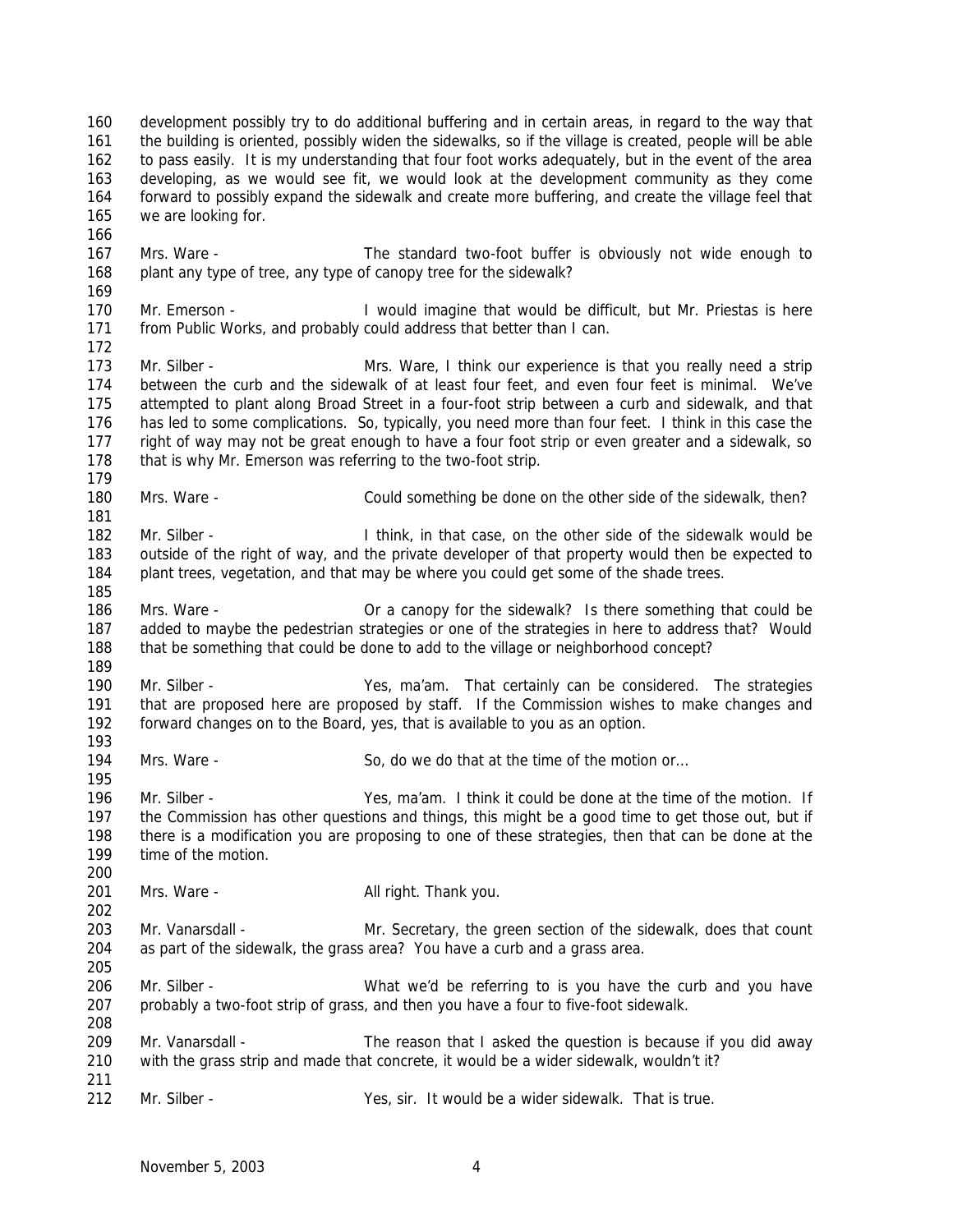development possibly try to do additional buffering and in certain areas, in regard to the way that the building is oriented, possibly widen the sidewalks, so if the village is created, people will be able to pass easily. It is my understanding that four foot works adequately, but in the event of the area developing, as we would see fit, we would look at the development community as they come forward to possibly expand the sidewalk and create more buffering, and create the village feel that we are looking for.

Mrs. Ware - The standard two-foot buffer is obviously not wide enough to plant any type of tree, any type of canopy tree for the sidewalk?

Mr. Emerson - I would imagine that would be difficult, but Mr. Priestas is here from Public Works, and probably could address that better than I can.

Mr. Silber - Mrs. Ware, I think our experience is that you really need a strip between the curb and the sidewalk of at least four feet, and even four feet is minimal. We've attempted to plant along Broad Street in a four-foot strip between a curb and sidewalk, and that has led to some complications. So, typically, you need more than four feet. I think in this case the right of way may not be great enough to have a four foot strip or even greater and a sidewalk, so that is why Mr. Emerson was referring to the two-foot strip.

Mrs. Ware - Could something be done on the other side of the sidewalk, then?

Mr. Silber - I think, in that case, on the other side of the sidewalk would be outside of the right of way, and the private developer of that property would then be expected to plant trees, vegetation, and that may be where you could get some of the shade trees.

Mrs. Ware - Or a canopy for the sidewalk? Is there something that could be added to maybe the pedestrian strategies or one of the strategies in here to address that? Would that be something that could be done to add to the village or neighborhood concept?

Mr. Silber - Yes, ma'am. That certainly can be considered. The strategies that are proposed here are proposed by staff. If the Commission wishes to make changes and forward changes on to the Board, yes, that is available to you as an option.

Mrs. Ware - So, do we do that at the time of the motion or…

Mr. Silber - Yes, ma'am. I think it could be done at the time of the motion. If the Commission has other questions and things, this might be a good time to get those out, but if there is a modification you are proposing to one of these strategies, then that can be done at the time of the motion.

Mrs. Ware - All right. Thank you.

Mr. Vanarsdall - Mr. Secretary, the green section of the sidewalk, does that count as part of the sidewalk, the grass area? You have a curb and a grass area.

Mr. Silber - What we'd be referring to is you have the curb and you have probably a two-foot strip of grass, and then you have a four to five-foot sidewalk.

Mr. Vanarsdall - The reason that I asked the question is because if you did away with the grass strip and made that concrete, it would be a wider sidewalk, wouldn't it?

Mr. Silber - Yes, sir. It would be a wider sidewalk. That is true.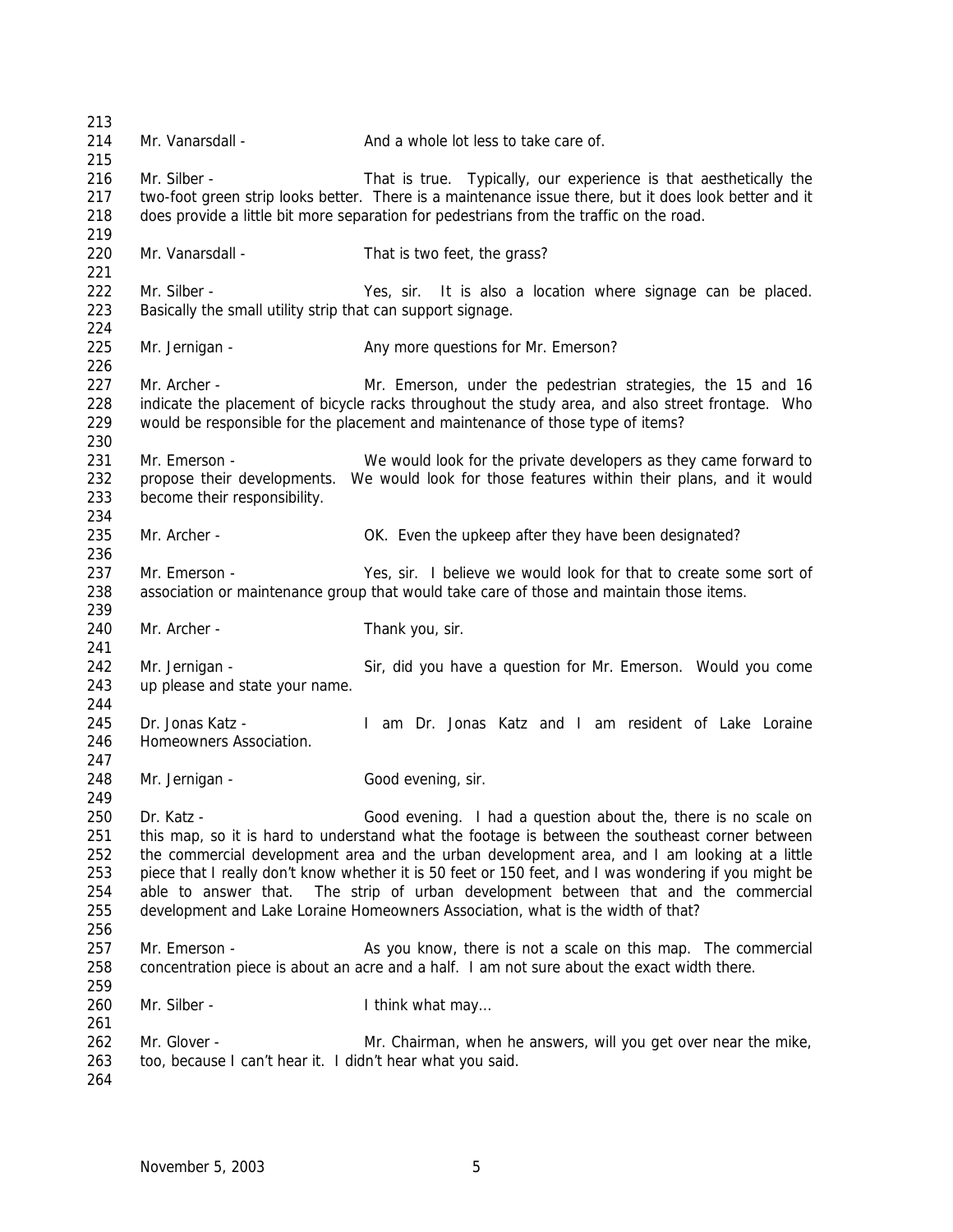Mr. Vanarsdall - And a whole lot less to take care of.

Mr. Silber - That is true. Typically, our experience is that aesthetically the two-foot green strip looks better. There is a maintenance issue there, but it does look better and it does provide a little bit more separation for pedestrians from the traffic on the road.

Mr. Vanarsdall - That is two feet, the grass?

Mr. Silber - Yes, sir. It is also a location where signage can be placed. Basically the small utility strip that can support signage.

Mr. Jernigan - Any more questions for Mr. Emerson?

Mr. Archer - Mr. Emerson, under the pedestrian strategies, the 15 and 16 indicate the placement of bicycle racks throughout the study area, and also street frontage. Who would be responsible for the placement and maintenance of those type of items?

Mr. Emerson - We would look for the private developers as they came forward to propose their developments. We would look for those features within their plans, and it would become their responsibility.

Mr. Archer - OK. Even the upkeep after they have been designated?

Mr. Emerson - Yes, sir. I believe we would look for that to create some sort of association or maintenance group that would take care of those and maintain those items.

Mr. Archer - Thank you, sir.

Mr. Jernigan - Sir, did you have a question for Mr. Emerson. Would you come up please and state your name.

Dr. Jonas Katz - I am Dr. Jonas Katz and I am resident of Lake Loraine Homeowners Association.

Mr. Jernigan - Good evening, sir.

Dr. Katz - Good evening. I had a question about the, there is no scale on this map, so it is hard to understand what the footage is between the southeast corner between the commercial development area and the urban development area, and I am looking at a little piece that I really don't know whether it is 50 feet or 150 feet, and I was wondering if you might be able to answer that. The strip of urban development between that and the commercial development and Lake Loraine Homeowners Association, what is the width of that?

Mr. Emerson - As you know, there is not a scale on this map. The commercial concentration piece is about an acre and a half. I am not sure about the exact width there.

Mr. Silber - I think what may…

Mr. Glover - Mr. Chairman, when he answers, will you get over near the mike, too, because I can't hear it. I didn't hear what you said.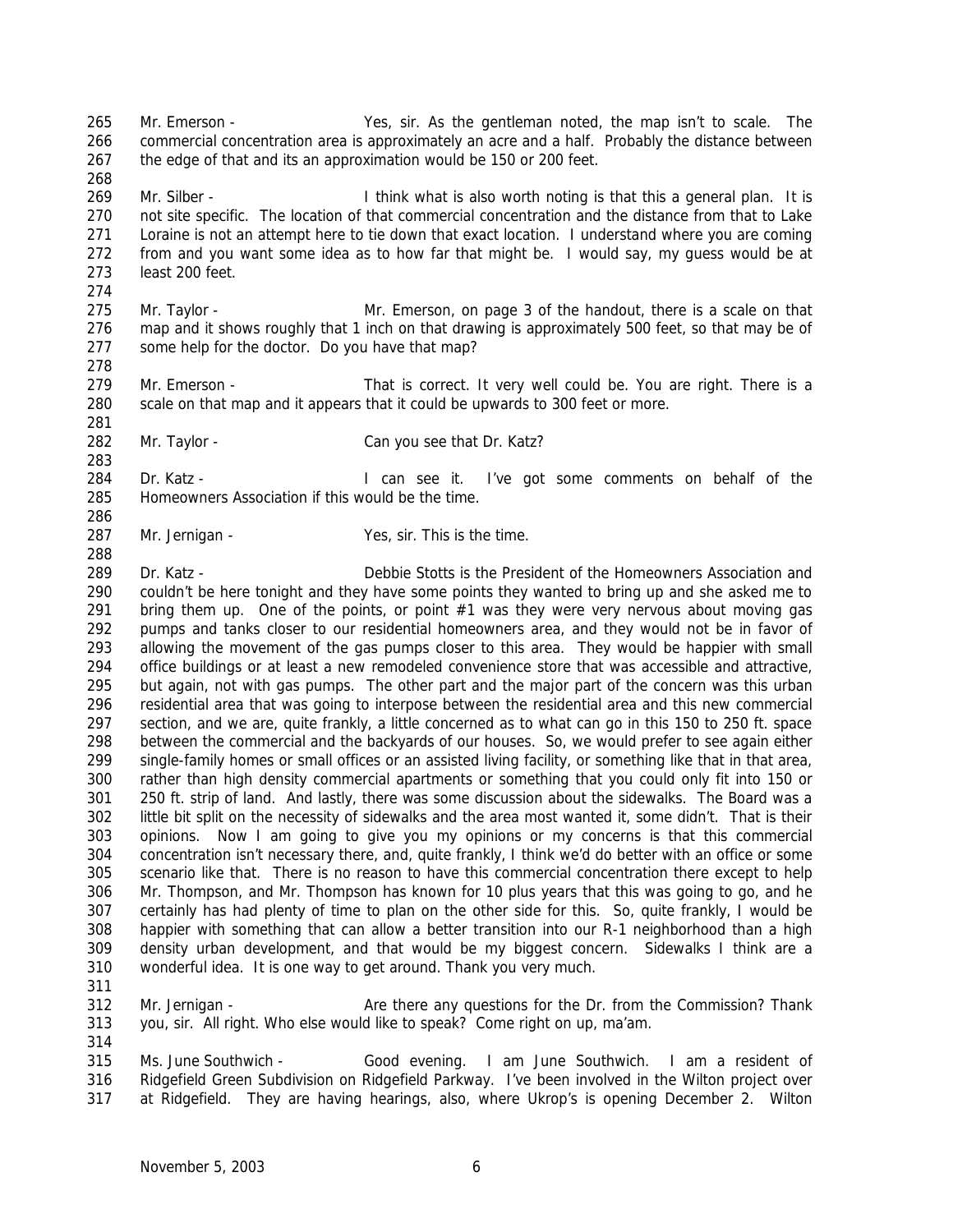265 Mr. Emerson - Yes, sir. As the gentleman noted, the map isn't to scale. The
266 commercial concentration area is approximately an acre and a half. Probably the distance between
267 the edge of that and its an approximation would be 150 or 200 feet.
268
269 Mr. Silber - I think what is also worth noting is that this a general plan. It is
270 not site specific. The location of that commercial concentration and the distance from that to Lake
271 Loraine is not an attempt here to tie down that exact location. I understand where you are coming
272 from and you want some idea as to how far that might be. I would say, my guess would be at
273 least 200 feet.
274
275 Mr. Taylor - Mr. Emerson, on page 3 of the handout, there is a scale on that
276 map and it shows roughly that 1 inch on that drawing is approximately 500 feet, so that may be of
277 some help for the doctor. Do you have that map?
278
279 Mr. Emerson - That is correct. It very well could be. You are right. There is a
280 scale on that map and it appears that it could be upwards to 300 feet or more.
281
282 Mr. Taylor - Can you see that Dr. Katz?
283
284 Dr. Katz - I can see it. I've got some comments on behalf of the
285 Homeowners Association if this would be the time.
286
287 Mr. Jernigan - Yes, sir. This is the time.
288
289 Dr. Katz - Debbie Stotts is the President of the Homeowners Association and
290 couldn't be here tonight and they have some points they wanted to bring up and she asked me to
291 bring them up. One of the points, or point #1 was they were very nervous about moving gas
292 pumps and tanks closer to our residential homeowners area, and they would not be in favor of
293 allowing the movement of the gas pumps closer to this area. They would be happier with small
294 office buildings or at least a new remodeled convenience store that was accessible and attractive,
295 but again, not with gas pumps. The other part and the major part of the concern was this urban
296 residential area that was going to interpose between the residential area and this new commercial
297 section, and we are, quite frankly, a little concerned as to what can go in this 150 to 250 ft. space
298 between the commercial and the backyards of our houses. So, we would prefer to see again either
299 single-family homes or small offices or an assisted living facility, or something like that in that area,
300 rather than high density commercial apartments or something that you could only fit into 150 or
301 250 ft. strip of land. And lastly, there was some discussion about the sidewalks. The Board was a
302 little bit split on the necessity of sidewalks and the area most wanted it, some didn't. That is their
303 opinions. Now I am going to give you my opinions or my concerns is that this commercial
304 concentration isn't necessary there, and, quite frankly, I think we'd do better with an office or some
305 scenario like that. There is no reason to have this commercial concentration there except to help
306 Mr. Thompson, and Mr. Thompson has known for 10 plus years that this was going to go, and he
307 certainly has had plenty of time to plan on the other side for this. So, quite frankly, I would be
308 happier with something that can allow a better transition into our R-1 neighborhood than a high
309 density urban development, and that would be my biggest concern. Sidewalks I think are a
310 wonderful idea. It is one way to get around. Thank you very much.
311
312 Mr. Jernigan - Are there any questions for the Dr. from the Commission? Thank
313 you, sir. All right. Who else would like to speak? Come right on up, ma'am.
314
315 Ms. June Southwich - Good evening. I am June Southwich. I am a resident of
316 Ridgefield Green Subdivision on Ridgefield Parkway. I've been involved in the Wilton project over
317 at Ridgefield. They are having hearings, also, where Ukrop's is opening December 2. Wilton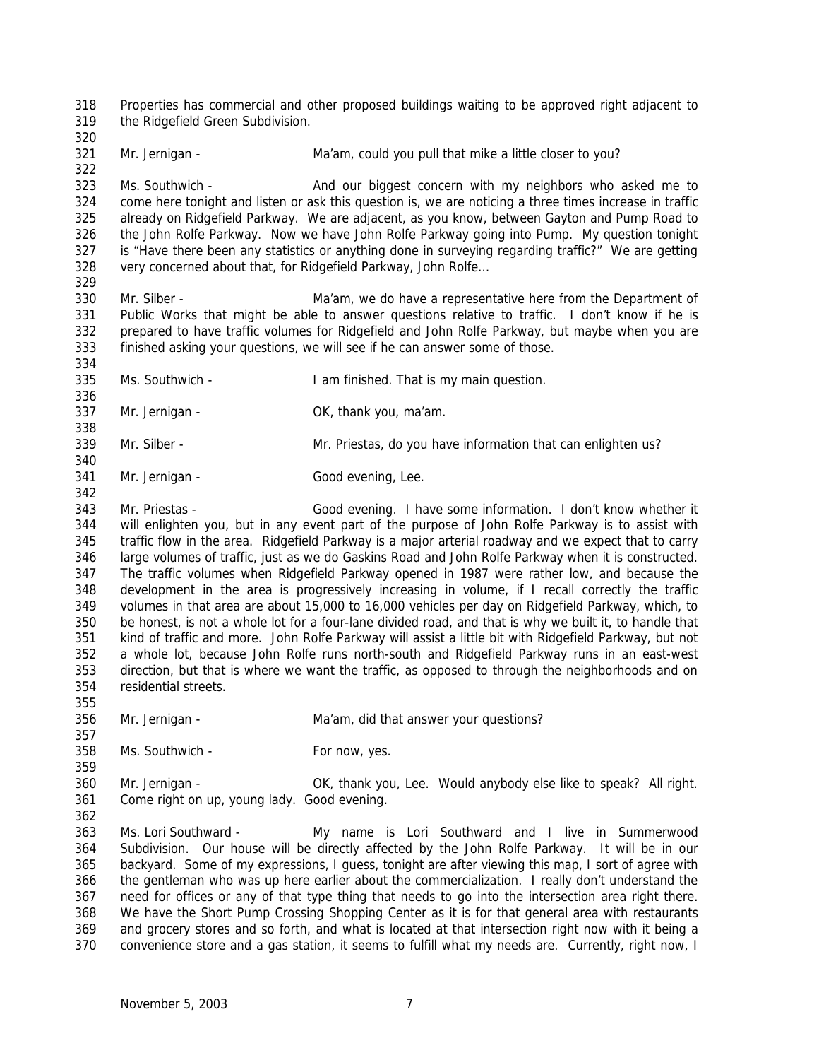Properties has commercial and other proposed buildings waiting to be approved right adjacent to the Ridgefield Green Subdivision.

Mr. Jernigan - Ma'am, could you pull that mike a little closer to you?

Ms. Southwich - And our biggest concern with my neighbors who asked me to come here tonight and listen or ask this question is, we are noticing a three times increase in traffic already on Ridgefield Parkway. We are adjacent, as you know, between Gayton and Pump Road to the John Rolfe Parkway. Now we have John Rolfe Parkway going into Pump. My question tonight is "Have there been any statistics or anything done in surveying regarding traffic?" We are getting very concerned about that, for Ridgefield Parkway, John Rolfe…

Mr. Silber - Ma'am, we do have a representative here from the Department of Public Works that might be able to answer questions relative to traffic. I don't know if he is prepared to have traffic volumes for Ridgefield and John Rolfe Parkway, but maybe when you are finished asking your questions, we will see if he can answer some of those.

Ms. Southwich - I am finished. That is my main question.

Mr. Jernigan - OK, thank you, ma'am.

Mr. Silber - Mr. Priestas, do you have information that can enlighten us?

Mr. Jernigan - Good evening, Lee.

Mr. Priestas - Good evening. I have some information. I don't know whether it will enlighten you, but in any event part of the purpose of John Rolfe Parkway is to assist with traffic flow in the area. Ridgefield Parkway is a major arterial roadway and we expect that to carry large volumes of traffic, just as we do Gaskins Road and John Rolfe Parkway when it is constructed. The traffic volumes when Ridgefield Parkway opened in 1987 were rather low, and because the development in the area is progressively increasing in volume, if I recall correctly the traffic volumes in that area are about 15,000 to 16,000 vehicles per day on Ridgefield Parkway, which, to be honest, is not a whole lot for a four-lane divided road, and that is why we built it, to handle that kind of traffic and more. John Rolfe Parkway will assist a little bit with Ridgefield Parkway, but not a whole lot, because John Rolfe runs north-south and Ridgefield Parkway runs in an east-west direction, but that is where we want the traffic, as opposed to through the neighborhoods and on residential streets.

Mr. Jernigan - Ma'am, did that answer your questions?

Ms. Southwich - For now, yes.

Mr. Jernigan - OK, thank you, Lee. Would anybody else like to speak? All right. Come right on up, young lady. Good evening.

Ms. Lori Southward - My name is Lori Southward and I live in Summerwood Subdivision. Our house will be directly affected by the John Rolfe Parkway. It will be in our backyard. Some of my expressions, I guess, tonight are after viewing this map, I sort of agree with the gentleman who was up here earlier about the commercialization. I really don't understand the need for offices or any of that type thing that needs to go into the intersection area right there. We have the Short Pump Crossing Shopping Center as it is for that general area with restaurants and grocery stores and so forth, and what is located at that intersection right now with it being a convenience store and a gas station, it seems to fulfill what my needs are. Currently, right now, I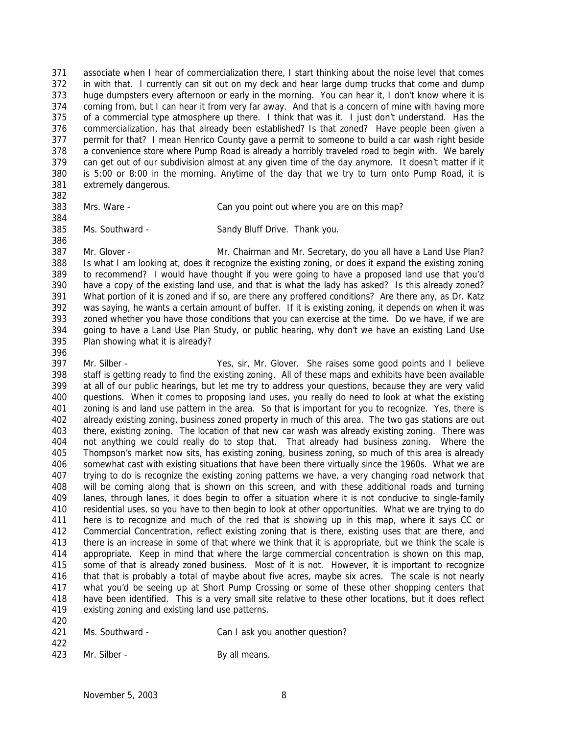associate when I hear of commercialization there, I start thinking about the noise level that comes in with that. I currently can sit out on my deck and hear large dump trucks that come and dump huge dumpsters every afternoon or early in the morning. You can hear it, I don't know where it is coming from, but I can hear it from very far away. And that is a concern of mine with having more of a commercial type atmosphere up there. I think that was it. I just don't understand. Has the commercialization, has that already been established? Is that zoned? Have people been given a permit for that? I mean Henrico County gave a permit to someone to build a car wash right beside a convenience store where Pump Road is already a horribly traveled road to begin with. We barely can get out of our subdivision almost at any given time of the day anymore. It doesn't matter if it is 5:00 or 8:00 in the morning. Anytime of the day that we try to turn onto Pump Road, it is extremely dangerous.

Mrs. Ware - Can you point out where you are on this map?

Ms. Southward - Sandy Bluff Drive. Thank you.

Mr. Glover - Mr. Chairman and Mr. Secretary, do you all have a Land Use Plan? Is what I am looking at, does it recognize the existing zoning, or does it expand the existing zoning to recommend? I would have thought if you were going to have a proposed land use that you'd have a copy of the existing land use, and that is what the lady has asked? Is this already zoned? What portion of it is zoned and if so, are there any proffered conditions? Are there any, as Dr. Katz was saying, he wants a certain amount of buffer. If it is existing zoning, it depends on when it was zoned whether you have those conditions that you can exercise at the time. Do we have, if we are going to have a Land Use Plan Study, or public hearing, why don't we have an existing Land Use Plan showing what it is already?

Mr. Silber - Yes, sir, Mr. Glover. She raises some good points and I believe staff is getting ready to find the existing zoning. All of these maps and exhibits have been available at all of our public hearings, but let me try to address your questions, because they are very valid questions. When it comes to proposing land uses, you really do need to look at what the existing zoning is and land use pattern in the area. So that is important for you to recognize. Yes, there is already existing zoning, business zoned property in much of this area. The two gas stations are out there, existing zoning. The location of that new car wash was already existing zoning. There was not anything we could really do to stop that. That already had business zoning. Where the Thompson's market now sits, has existing zoning, business zoning, so much of this area is already somewhat cast with existing situations that have been there virtually since the 1960s. What we are trying to do is recognize the existing zoning patterns we have, a very changing road network that will be coming along that is shown on this screen, and with these additional roads and turning lanes, through lanes, it does begin to offer a situation where it is not conducive to single-family residential uses, so you have to then begin to look at other opportunities. What we are trying to do here is to recognize and much of the red that is showing up in this map, where it says CC or Commercial Concentration, reflect existing zoning that is there, existing uses that are there, and there is an increase in some of that where we think that it is appropriate, but we think the scale is appropriate. Keep in mind that where the large commercial concentration is shown on this map, some of that is already zoned business. Most of it is not. However, it is important to recognize that that is probably a total of maybe about five acres, maybe six acres. The scale is not nearly what you'd be seeing up at Short Pump Crossing or some of these other shopping centers that have been identified. This is a very small site relative to these other locations, but it does reflect existing zoning and existing land use patterns.

Ms. Southward - Can I ask you another question?

Mr. Silber - By all means.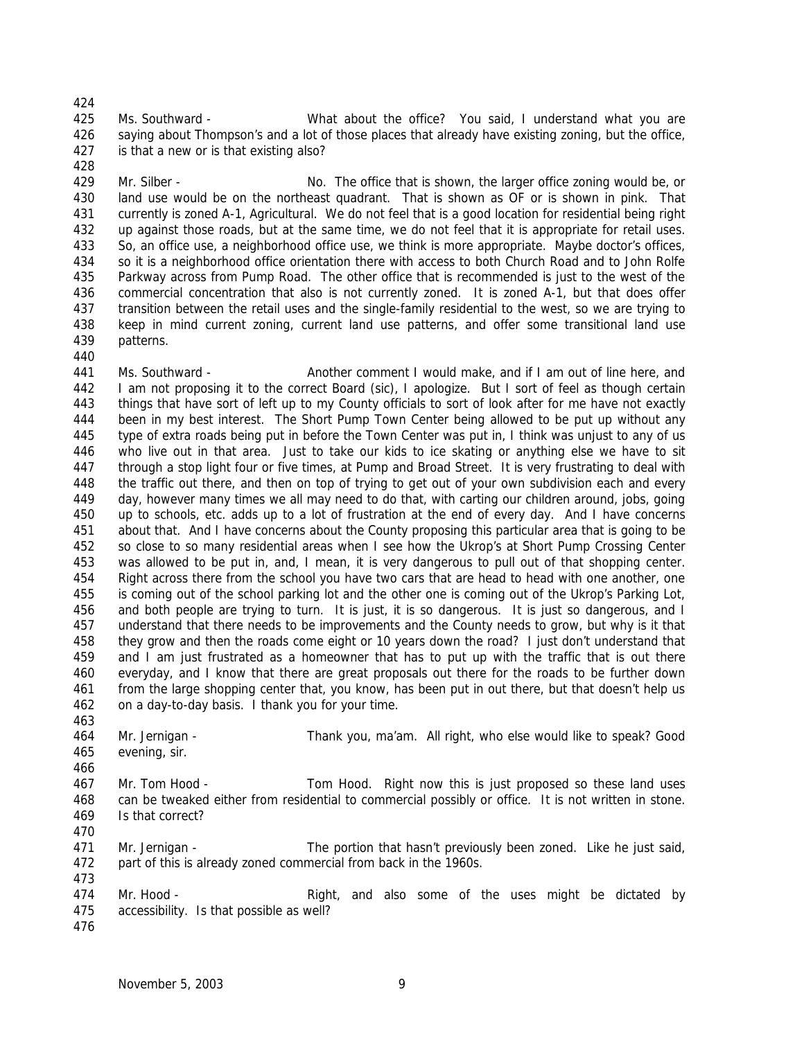Ms. Southward - What about the office? You said, I understand what you are saying about Thompson's and a lot of those places that already have existing zoning, but the office, is that a new or is that existing also?

Mr. Silber - No. The office that is shown, the larger office zoning would be, or land use would be on the northeast quadrant. That is shown as OF or is shown in pink. That currently is zoned A-1, Agricultural. We do not feel that is a good location for residential being right up against those roads, but at the same time, we do not feel that it is appropriate for retail uses. So, an office use, a neighborhood office use, we think is more appropriate. Maybe doctor's offices, so it is a neighborhood office orientation there with access to both Church Road and to John Rolfe Parkway across from Pump Road. The other office that is recommended is just to the west of the commercial concentration that also is not currently zoned. It is zoned A-1, but that does offer transition between the retail uses and the single-family residential to the west, so we are trying to keep in mind current zoning, current land use patterns, and offer some transitional land use patterns.

Ms. Southward - Another comment I would make, and if I am out of line here, and I am not proposing it to the correct Board (sic), I apologize. But I sort of feel as though certain things that have sort of left up to my County officials to sort of look after for me have not exactly been in my best interest. The Short Pump Town Center being allowed to be put up without any type of extra roads being put in before the Town Center was put in, I think was unjust to any of us who live out in that area. Just to take our kids to ice skating or anything else we have to sit through a stop light four or five times, at Pump and Broad Street. It is very frustrating to deal with the traffic out there, and then on top of trying to get out of your own subdivision each and every day, however many times we all may need to do that, with carting our children around, jobs, going up to schools, etc. adds up to a lot of frustration at the end of every day. And I have concerns about that. And I have concerns about the County proposing this particular area that is going to be so close to so many residential areas when I see how the Ukrop's at Short Pump Crossing Center was allowed to be put in, and, I mean, it is very dangerous to pull out of that shopping center. Right across there from the school you have two cars that are head to head with one another, one is coming out of the school parking lot and the other one is coming out of the Ukrop's Parking Lot, and both people are trying to turn. It is just, it is so dangerous. It is just so dangerous, and I understand that there needs to be improvements and the County needs to grow, but why is it that they grow and then the roads come eight or 10 years down the road? I just don't understand that and I am just frustrated as a homeowner that has to put up with the traffic that is out there everyday, and I know that there are great proposals out there for the roads to be further down from the large shopping center that, you know, has been put in out there, but that doesn't help us on a day-to-day basis. I thank you for your time.

Mr. Jernigan - Thank you, ma'am. All right, who else would like to speak? Good evening, sir.

Mr. Tom Hood - Tom Hood. Right now this is just proposed so these land uses can be tweaked either from residential to commercial possibly or office. It is not written in stone. Is that correct?

Mr. Jernigan - The portion that hasn't previously been zoned. Like he just said, part of this is already zoned commercial from back in the 1960s.

Mr. Hood - Right, and also some of the uses might be dictated by accessibility. Is that possible as well?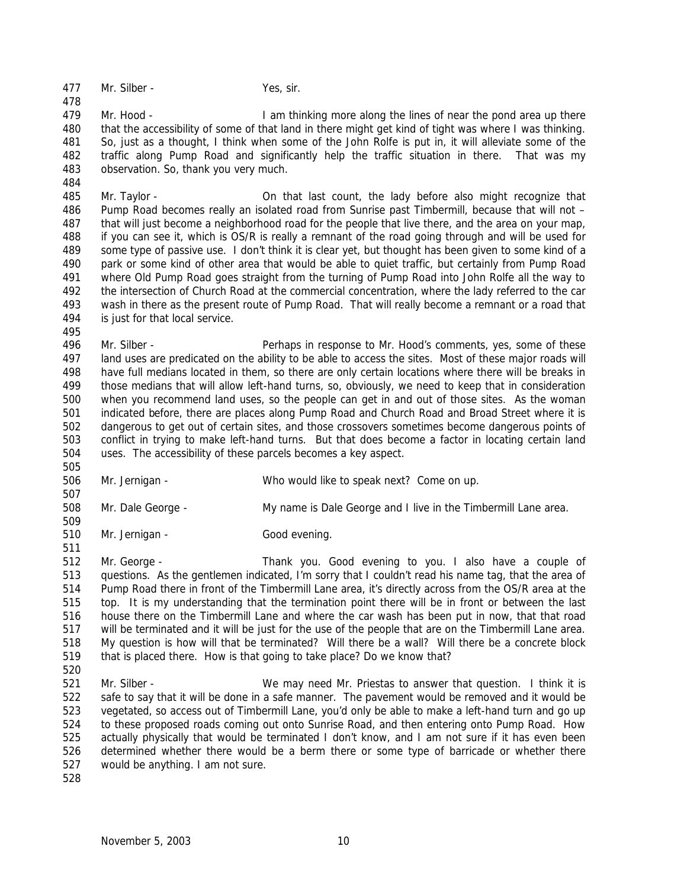Mr. Silber - Yes, sir.

Mr. Hood - I am thinking more along the lines of near the pond area up there that the accessibility of some of that land in there might get kind of tight was where I was thinking. So, just as a thought, I think when some of the John Rolfe is put in, it will alleviate some of the traffic along Pump Road and significantly help the traffic situation in there. That was my observation. So, thank you very much.

Mr. Taylor - On that last count, the lady before also might recognize that Pump Road becomes really an isolated road from Sunrise past Timbermill, because that will not – that will just become a neighborhood road for the people that live there, and the area on your map, if you can see it, which is OS/R is really a remnant of the road going through and will be used for some type of passive use. I don't think it is clear yet, but thought has been given to some kind of a park or some kind of other area that would be able to quiet traffic, but certainly from Pump Road where Old Pump Road goes straight from the turning of Pump Road into John Rolfe all the way to the intersection of Church Road at the commercial concentration, where the lady referred to the car wash in there as the present route of Pump Road. That will really become a remnant or a road that is just for that local service.

Mr. Silber - Perhaps in response to Mr. Hood's comments, yes, some of these land uses are predicated on the ability to be able to access the sites. Most of these major roads will have full medians located in them, so there are only certain locations where there will be breaks in those medians that will allow left-hand turns, so, obviously, we need to keep that in consideration when you recommend land uses, so the people can get in and out of those sites. As the woman indicated before, there are places along Pump Road and Church Road and Broad Street where it is dangerous to get out of certain sites, and those crossovers sometimes become dangerous points of conflict in trying to make left-hand turns. But that does become a factor in locating certain land uses. The accessibility of these parcels becomes a key aspect.

Mr. Jernigan - Who would like to speak next? Come on up.

Mr. Dale George - My name is Dale George and I live in the Timbermill Lane area.

Mr. Jernigan - Good evening.

Mr. George - Thank you. Good evening to you. I also have a couple of questions. As the gentlemen indicated, I'm sorry that I couldn't read his name tag, that the area of Pump Road there in front of the Timbermill Lane area, it's directly across from the OS/R area at the top. It is my understanding that the termination point there will be in front or between the last house there on the Timbermill Lane and where the car wash has been put in now, that that road will be terminated and it will be just for the use of the people that are on the Timbermill Lane area. My question is how will that be terminated? Will there be a wall? Will there be a concrete block that is placed there. How is that going to take place? Do we know that?

Mr. Silber - We may need Mr. Priestas to answer that question. I think it is safe to say that it will be done in a safe manner. The pavement would be removed and it would be vegetated, so access out of Timbermill Lane, you'd only be able to make a left-hand turn and go up to these proposed roads coming out onto Sunrise Road, and then entering onto Pump Road. How actually physically that would be terminated I don't know, and I am not sure if it has even been determined whether there would be a berm there or some type of barricade or whether there would be anything. I am not sure.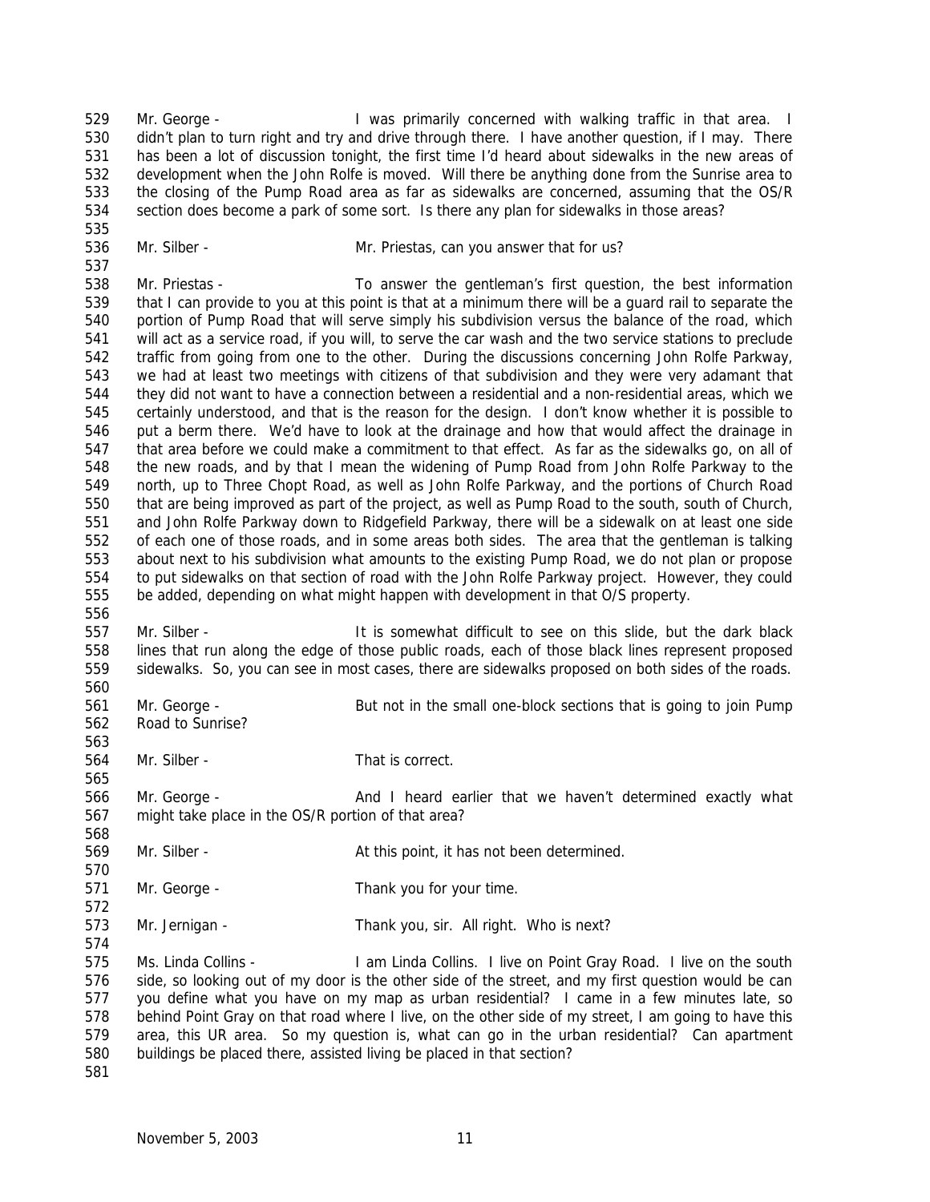Mr. George - I was primarily concerned with walking traffic in that area. I didn't plan to turn right and try and drive through there. I have another question, if I may. There has been a lot of discussion tonight, the first time I'd heard about sidewalks in the new areas of development when the John Rolfe is moved. Will there be anything done from the Sunrise area to the closing of the Pump Road area as far as sidewalks are concerned, assuming that the OS/R section does become a park of some sort. Is there any plan for sidewalks in those areas?

Mr. Silber - Mr. Priestas, can you answer that for us?

Mr. Priestas - To answer the gentleman's first question, the best information that I can provide to you at this point is that at a minimum there will be a guard rail to separate the portion of Pump Road that will serve simply his subdivision versus the balance of the road, which will act as a service road, if you will, to serve the car wash and the two service stations to preclude traffic from going from one to the other. During the discussions concerning John Rolfe Parkway, we had at least two meetings with citizens of that subdivision and they were very adamant that they did not want to have a connection between a residential and a non-residential areas, which we certainly understood, and that is the reason for the design. I don't know whether it is possible to put a berm there. We'd have to look at the drainage and how that would affect the drainage in that area before we could make a commitment to that effect. As far as the sidewalks go, on all of the new roads, and by that I mean the widening of Pump Road from John Rolfe Parkway to the north, up to Three Chopt Road, as well as John Rolfe Parkway, and the portions of Church Road that are being improved as part of the project, as well as Pump Road to the south, south of Church, and John Rolfe Parkway down to Ridgefield Parkway, there will be a sidewalk on at least one side of each one of those roads, and in some areas both sides. The area that the gentleman is talking about next to his subdivision what amounts to the existing Pump Road, we do not plan or propose to put sidewalks on that section of road with the John Rolfe Parkway project. However, they could be added, depending on what might happen with development in that O/S property.

Mr. Silber - It is somewhat difficult to see on this slide, but the dark black lines that run along the edge of those public roads, each of those black lines represent proposed sidewalks. So, you can see in most cases, there are sidewalks proposed on both sides of the roads.

Mr. George - But not in the small one-block sections that is going to join Pump Road to Sunrise?

Mr. Silber - That is correct.

Mr. George - And I heard earlier that we haven't determined exactly what might take place in the OS/R portion of that area?

Mr. Silber - At this point, it has not been determined.

Mr. George - Thank you for your time.

Mr. Jernigan - Thank you, sir. All right. Who is next?

Ms. Linda Collins - I am Linda Collins. I live on Point Gray Road. I live on the south side, so looking out of my door is the other side of the street, and my first question would be can you define what you have on my map as urban residential? I came in a few minutes late, so behind Point Gray on that road where I live, on the other side of my street, I am going to have this area, this UR area. So my question is, what can go in the urban residential? Can apartment buildings be placed there, assisted living be placed in that section?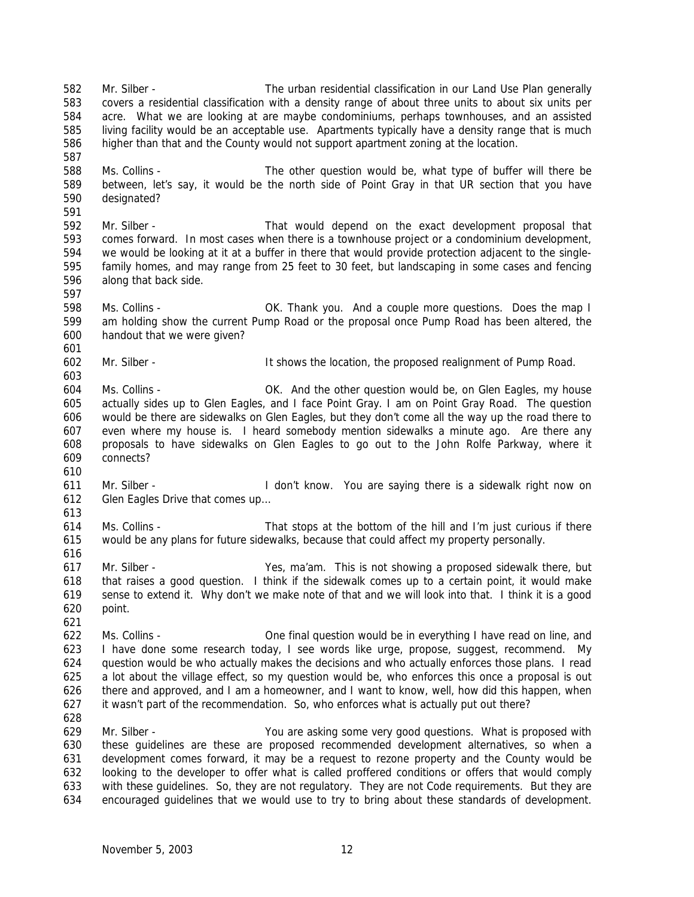Mr. Silber - The urban residential classification in our Land Use Plan generally covers a residential classification with a density range of about three units to about six units per acre. What we are looking at are maybe condominiums, perhaps townhouses, and an assisted living facility would be an acceptable use. Apartments typically have a density range that is much higher than that and the County would not support apartment zoning at the location.

Ms. Collins - The other question would be, what type of buffer will there be between, let's say, it would be the north side of Point Gray in that UR section that you have designated?

Mr. Silber - That would depend on the exact development proposal that comes forward. In most cases when there is a townhouse project or a condominium development, we would be looking at it at a buffer in there that would provide protection adjacent to the single-family homes, and may range from 25 feet to 30 feet, but landscaping in some cases and fencing along that back side.

Ms. Collins - OK. Thank you. And a couple more questions. Does the map I am holding show the current Pump Road or the proposal once Pump Road has been altered, the handout that we were given?

Mr. Silber - It shows the location, the proposed realignment of Pump Road.

Ms. Collins - OK. And the other question would be, on Glen Eagles, my house actually sides up to Glen Eagles, and I face Point Gray. I am on Point Gray Road. The question would be there are sidewalks on Glen Eagles, but they don't come all the way up the road there to even where my house is. I heard somebody mention sidewalks a minute ago. Are there any proposals to have sidewalks on Glen Eagles to go out to the John Rolfe Parkway, where it connects?

Mr. Silber - I don't know. You are saying there is a sidewalk right now on Glen Eagles Drive that comes up…

Ms. Collins - That stops at the bottom of the hill and I'm just curious if there would be any plans for future sidewalks, because that could affect my property personally.

Mr. Silber - Yes, ma'am. This is not showing a proposed sidewalk there, but that raises a good question. I think if the sidewalk comes up to a certain point, it would make sense to extend it. Why don't we make note of that and we will look into that. I think it is a good point.

Ms. Collins - One final question would be in everything I have read on line, and I have done some research today, I see words like urge, propose, suggest, recommend. My question would be who actually makes the decisions and who actually enforces those plans. I read a lot about the village effect, so my question would be, who enforces this once a proposal is out there and approved, and I am a homeowner, and I want to know, well, how did this happen, when it wasn't part of the recommendation. So, who enforces what is actually put out there?

Mr. Silber - You are asking some very good questions. What is proposed with these guidelines are these are proposed recommended development alternatives, so when a development comes forward, it may be a request to rezone property and the County would be looking to the developer to offer what is called proffered conditions or offers that would comply with these guidelines. So, they are not regulatory. They are not Code requirements. But they are encouraged guidelines that we would use to try to bring about these standards of development.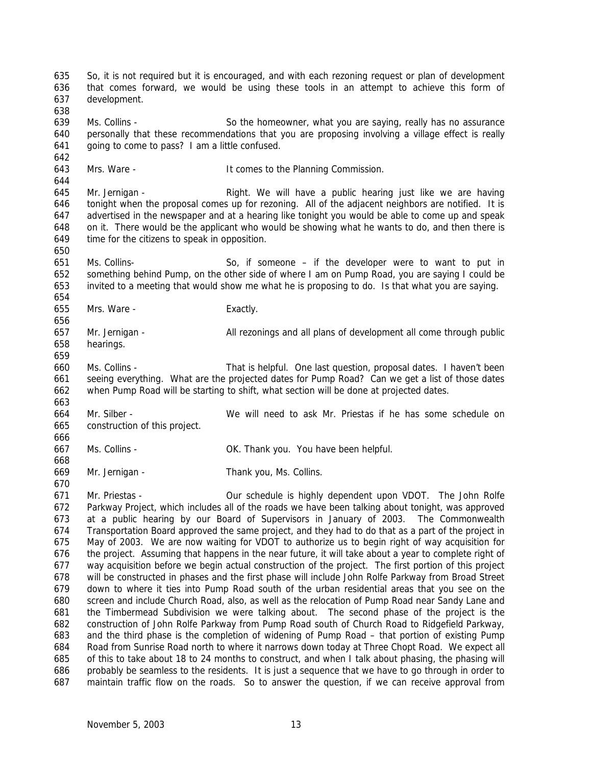So, it is not required but it is encouraged, and with each rezoning request or plan of development that comes forward, we would be using these tools in an attempt to achieve this form of development.

Ms. Collins - So the homeowner, what you are saying, really has no assurance personally that these recommendations that you are proposing involving a village effect is really going to come to pass? I am a little confused.

Mrs. Ware - It comes to the Planning Commission.

Mr. Jernigan - Right. We will have a public hearing just like we are having tonight when the proposal comes up for rezoning. All of the adjacent neighbors are notified. It is advertised in the newspaper and at a hearing like tonight you would be able to come up and speak on it. There would be the applicant who would be showing what he wants to do, and then there is time for the citizens to speak in opposition.

Ms. Collins- So, if someone – if the developer were to want to put in something behind Pump, on the other side of where I am on Pump Road, you are saying I could be invited to a meeting that would show me what he is proposing to do. Is that what you are saying.

Mrs. Ware - Exactly.

Mr. Jernigan - All rezonings and all plans of development all come through public hearings.

Ms. Collins - That is helpful. One last question, proposal dates. I haven't been seeing everything. What are the projected dates for Pump Road? Can we get a list of those dates when Pump Road will be starting to shift, what section will be done at projected dates.

Mr. Silber - We will need to ask Mr. Priestas if he has some schedule on construction of this project.

Ms. Collins - OK. Thank you. You have been helpful.

Mr. Jernigan - Thank you, Ms. Collins.

Mr. Priestas - Our schedule is highly dependent upon VDOT. The John Rolfe Parkway Project, which includes all of the roads we have been talking about tonight, was approved at a public hearing by our Board of Supervisors in January of 2003. The Commonwealth Transportation Board approved the same project, and they had to do that as a part of the project in May of 2003. We are now waiting for VDOT to authorize us to begin right of way acquisition for the project. Assuming that happens in the near future, it will take about a year to complete right of way acquisition before we begin actual construction of the project. The first portion of this project will be constructed in phases and the first phase will include John Rolfe Parkway from Broad Street down to where it ties into Pump Road south of the urban residential areas that you see on the screen and include Church Road, also, as well as the relocation of Pump Road near Sandy Lane and the Timbermead Subdivision we were talking about. The second phase of the project is the construction of John Rolfe Parkway from Pump Road south of Church Road to Ridgefield Parkway, and the third phase is the completion of widening of Pump Road – that portion of existing Pump Road from Sunrise Road north to where it narrows down today at Three Chopt Road. We expect all of this to take about 18 to 24 months to construct, and when I talk about phasing, the phasing will probably be seamless to the residents. It is just a sequence that we have to go through in order to maintain traffic flow on the roads. So to answer the question, if we can receive approval from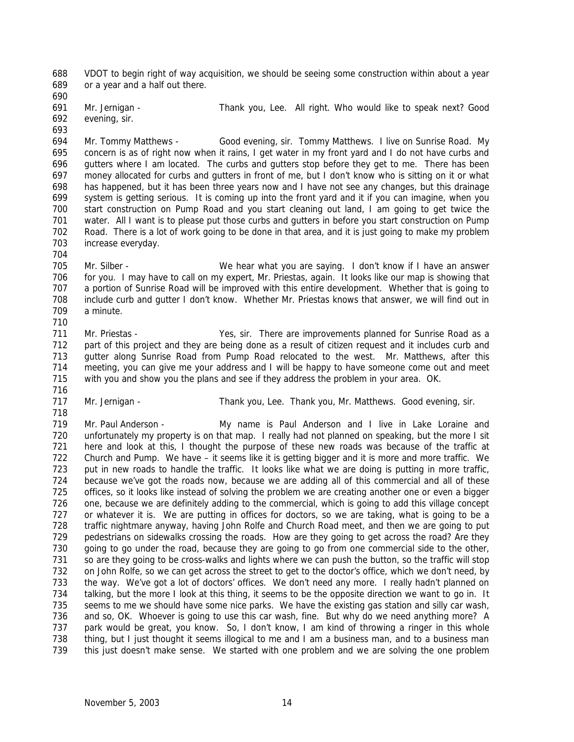VDOT to begin right of way acquisition, we should be seeing some construction within about a year or a year and a half out there.

Mr. Jernigan - Thank you, Lee. All right. Who would like to speak next? Good evening, sir.

Mr. Tommy Matthews - Good evening, sir. Tommy Matthews. I live on Sunrise Road. My concern is as of right now when it rains, I get water in my front yard and I do not have curbs and gutters where I am located. The curbs and gutters stop before they get to me. There has been money allocated for curbs and gutters in front of me, but I don't know who is sitting on it or what has happened, but it has been three years now and I have not see any changes, but this drainage system is getting serious. It is coming up into the front yard and it if you can imagine, when you start construction on Pump Road and you start cleaning out land, I am going to get twice the water. All I want is to please put those curbs and gutters in before you start construction on Pump Road. There is a lot of work going to be done in that area, and it is just going to make my problem increase everyday.

Mr. Silber - We hear what you are saying. I don't know if I have an answer for you. I may have to call on my expert, Mr. Priestas, again. It looks like our map is showing that a portion of Sunrise Road will be improved with this entire development. Whether that is going to include curb and gutter I don't know. Whether Mr. Priestas knows that answer, we will find out in a minute.

Mr. Priestas - Yes, sir. There are improvements planned for Sunrise Road as a part of this project and they are being done as a result of citizen request and it includes curb and gutter along Sunrise Road from Pump Road relocated to the west. Mr. Matthews, after this meeting, you can give me your address and I will be happy to have someone come out and meet with you and show you the plans and see if they address the problem in your area. OK.

Mr. Jernigan - Thank you, Lee. Thank you, Mr. Matthews. Good evening, sir.

Mr. Paul Anderson - My name is Paul Anderson and I live in Lake Loraine and unfortunately my property is on that map. I really had not planned on speaking, but the more I sit here and look at this, I thought the purpose of these new roads was because of the traffic at Church and Pump. We have – it seems like it is getting bigger and it is more and more traffic. We put in new roads to handle the traffic. It looks like what we are doing is putting in more traffic, because we've got the roads now, because we are adding all of this commercial and all of these offices, so it looks like instead of solving the problem we are creating another one or even a bigger one, because we are definitely adding to the commercial, which is going to add this village concept or whatever it is. We are putting in offices for doctors, so we are taking, what is going to be a traffic nightmare anyway, having John Rolfe and Church Road meet, and then we are going to put pedestrians on sidewalks crossing the roads. How are they going to get across the road? Are they going to go under the road, because they are going to go from one commercial side to the other, so are they going to be cross-walks and lights where we can push the button, so the traffic will stop on John Rolfe, so we can get across the street to get to the doctor's office, which we don't need, by the way. We've got a lot of doctors' offices. We don't need any more. I really hadn't planned on talking, but the more I look at this thing, it seems to be the opposite direction we want to go in. It seems to me we should have some nice parks. We have the existing gas station and silly car wash, and so, OK. Whoever is going to use this car wash, fine. But why do we need anything more? A park would be great, you know. So, I don't know, I am kind of throwing a ringer in this whole thing, but I just thought it seems illogical to me and I am a business man, and to a business man this just doesn't make sense. We started with one problem and we are solving the one problem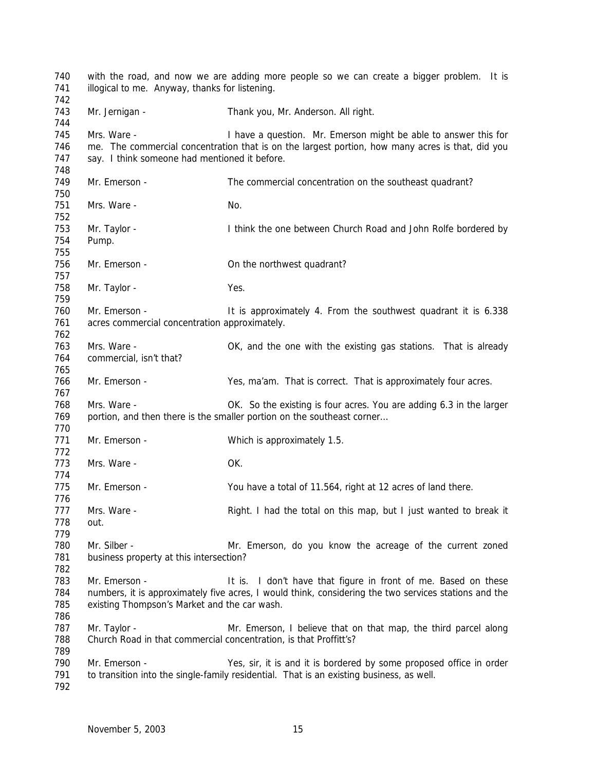with the road, and now we are adding more people so we can create a bigger problem. It is illogical to me. Anyway, thanks for listening.

Mr. Jernigan - Thank you, Mr. Anderson. All right.

Mrs. Ware - I have a question. Mr. Emerson might be able to answer this for me. The commercial concentration that is on the largest portion, how many acres is that, did you say. I think someone had mentioned it before.

Mr. Emerson - The commercial concentration on the southeast quadrant?

Mrs. Ware - No.

Mr. Taylor - I think the one between Church Road and John Rolfe bordered by Pump.

Mr. Emerson - On the northwest quadrant?

Mr. Taylor - Yes.

Mr. Emerson - It is approximately 4. From the southwest quadrant it is 6.338 acres commercial concentration approximately.

Mrs. Ware - OK, and the one with the existing gas stations. That is already commercial, isn't that?

Mr. Emerson - Yes, ma'am. That is correct. That is approximately four acres.

Mrs. Ware - OK. So the existing is four acres. You are adding 6.3 in the larger portion, and then there is the smaller portion on the southeast corner…

Mr. Emerson - Which is approximately 1.5.

Mrs. Ware - OK.

Mr. Emerson - You have a total of 11.564, right at 12 acres of land there.

Mrs. Ware - Right. I had the total on this map, but I just wanted to break it out.

Mr. Silber - Mr. Emerson, do you know the acreage of the current zoned business property at this intersection?

Mr. Emerson - It is. I don't have that figure in front of me. Based on these numbers, it is approximately five acres, I would think, considering the two services stations and the existing Thompson's Market and the car wash.

Mr. Taylor - Mr. Emerson, I believe that on that map, the third parcel along Church Road in that commercial concentration, is that Proffitt's?

Mr. Emerson - Yes, sir, it is and it is bordered by some proposed office in order to transition into the single-family residential. That is an existing business, as well.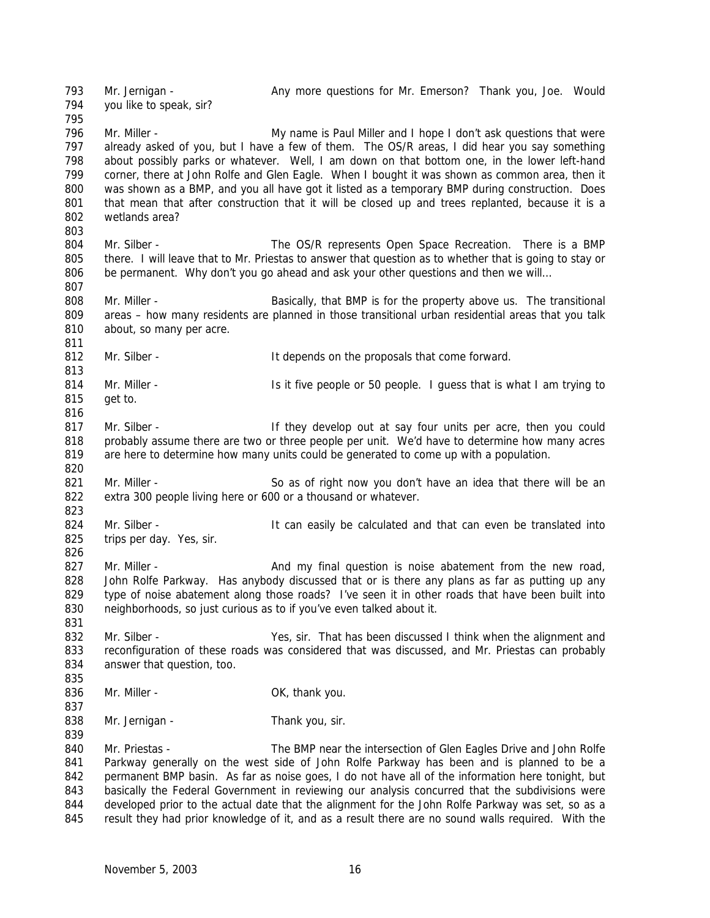793 Mr. Jernigan - Any more questions for Mr. Emerson? Thank you, Joe. Would
794 you like to speak, sir?
795
796 Mr. Miller - My name is Paul Miller and I hope I don't ask questions that were
797 already asked of you, but I have a few of them. The OS/R areas, I did hear you say something
798 about possibly parks or whatever. Well, I am down on that bottom one, in the lower left-hand
799 corner, there at John Rolfe and Glen Eagle. When I bought it was shown as common area, then it
800 was shown as a BMP, and you all have got it listed as a temporary BMP during construction. Does
801 that mean that after construction that it will be closed up and trees replanted, because it is a
802 wetlands area?
803
804 Mr. Silber - The OS/R represents Open Space Recreation. There is a BMP
805 there. I will leave that to Mr. Priestas to answer that question as to whether that is going to stay or
806 be permanent. Why don't you go ahead and ask your other questions and then we will…
807
808 Mr. Miller - Basically, that BMP is for the property above us. The transitional
809 areas – how many residents are planned in those transitional urban residential areas that you talk
810 about, so many per acre.
811
812 Mr. Silber - It depends on the proposals that come forward.
813
814 Mr. Miller - Is it five people or 50 people. I guess that is what I am trying to
815 get to.
816
817 Mr. Silber - If they develop out at say four units per acre, then you could
818 probably assume there are two or three people per unit. We'd have to determine how many acres
819 are here to determine how many units could be generated to come up with a population.
820
821 Mr. Miller - So as of right now you don't have an idea that there will be an
822 extra 300 people living here or 600 or a thousand or whatever.
823
824 Mr. Silber - It can easily be calculated and that can even be translated into
825 trips per day. Yes, sir.
826
827 Mr. Miller - And my final question is noise abatement from the new road,
828 John Rolfe Parkway. Has anybody discussed that or is there any plans as far as putting up any
829 type of noise abatement along those roads? I've seen it in other roads that have been built into
830 neighborhoods, so just curious as to if you've even talked about it.
831
832 Mr. Silber - Yes, sir. That has been discussed I think when the alignment and
833 reconfiguration of these roads was considered that was discussed, and Mr. Priestas can probably
834 answer that question, too.
835
836 Mr. Miller - OK, thank you.
837
838 Mr. Jernigan - Thank you, sir.
839
840 Mr. Priestas - The BMP near the intersection of Glen Eagles Drive and John Rolfe
841 Parkway generally on the west side of John Rolfe Parkway has been and is planned to be a
842 permanent BMP basin. As far as noise goes, I do not have all of the information here tonight, but
843 basically the Federal Government in reviewing our analysis concurred that the subdivisions were
844 developed prior to the actual date that the alignment for the John Rolfe Parkway was set, so as a
845 result they had prior knowledge of it, and as a result there are no sound walls required. With the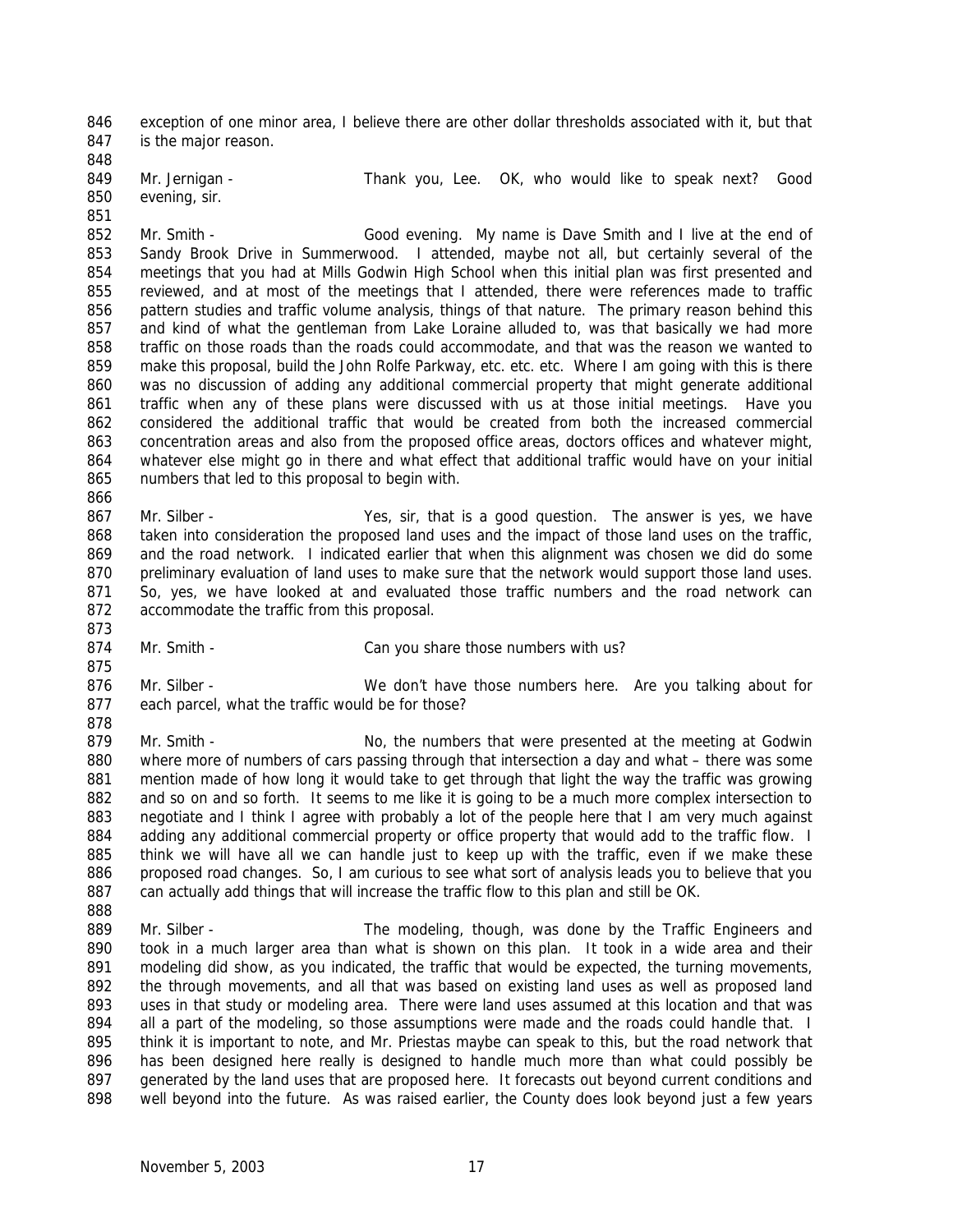exception of one minor area, I believe there are other dollar thresholds associated with it, but that is the major reason.

Mr. Jernigan - Thank you, Lee. OK, who would like to speak next? Good evening, sir.

Mr. Smith - Good evening. My name is Dave Smith and I live at the end of Sandy Brook Drive in Summerwood. I attended, maybe not all, but certainly several of the meetings that you had at Mills Godwin High School when this initial plan was first presented and reviewed, and at most of the meetings that I attended, there were references made to traffic pattern studies and traffic volume analysis, things of that nature. The primary reason behind this and kind of what the gentleman from Lake Loraine alluded to, was that basically we had more traffic on those roads than the roads could accommodate, and that was the reason we wanted to make this proposal, build the John Rolfe Parkway, etc. etc. etc. Where I am going with this is there was no discussion of adding any additional commercial property that might generate additional traffic when any of these plans were discussed with us at those initial meetings. Have you considered the additional traffic that would be created from both the increased commercial concentration areas and also from the proposed office areas, doctors offices and whatever might, whatever else might go in there and what effect that additional traffic would have on your initial numbers that led to this proposal to begin with.

Mr. Silber - Yes, sir, that is a good question. The answer is yes, we have taken into consideration the proposed land uses and the impact of those land uses on the traffic, and the road network. I indicated earlier that when this alignment was chosen we did do some preliminary evaluation of land uses to make sure that the network would support those land uses. So, yes, we have looked at and evaluated those traffic numbers and the road network can accommodate the traffic from this proposal.

Mr. Smith - Can you share those numbers with us?

Mr. Silber - We don't have those numbers here. Are you talking about for each parcel, what the traffic would be for those?

Mr. Smith - No, the numbers that were presented at the meeting at Godwin where more of numbers of cars passing through that intersection a day and what – there was some mention made of how long it would take to get through that light the way the traffic was growing and so on and so forth. It seems to me like it is going to be a much more complex intersection to negotiate and I think I agree with probably a lot of the people here that I am very much against adding any additional commercial property or office property that would add to the traffic flow. I think we will have all we can handle just to keep up with the traffic, even if we make these proposed road changes. So, I am curious to see what sort of analysis leads you to believe that you can actually add things that will increase the traffic flow to this plan and still be OK.

Mr. Silber - The modeling, though, was done by the Traffic Engineers and took in a much larger area than what is shown on this plan. It took in a wide area and their modeling did show, as you indicated, the traffic that would be expected, the turning movements, the through movements, and all that was based on existing land uses as well as proposed land uses in that study or modeling area. There were land uses assumed at this location and that was all a part of the modeling, so those assumptions were made and the roads could handle that. I think it is important to note, and Mr. Priestas maybe can speak to this, but the road network that has been designed here really is designed to handle much more than what could possibly be generated by the land uses that are proposed here. It forecasts out beyond current conditions and well beyond into the future. As was raised earlier, the County does look beyond just a few years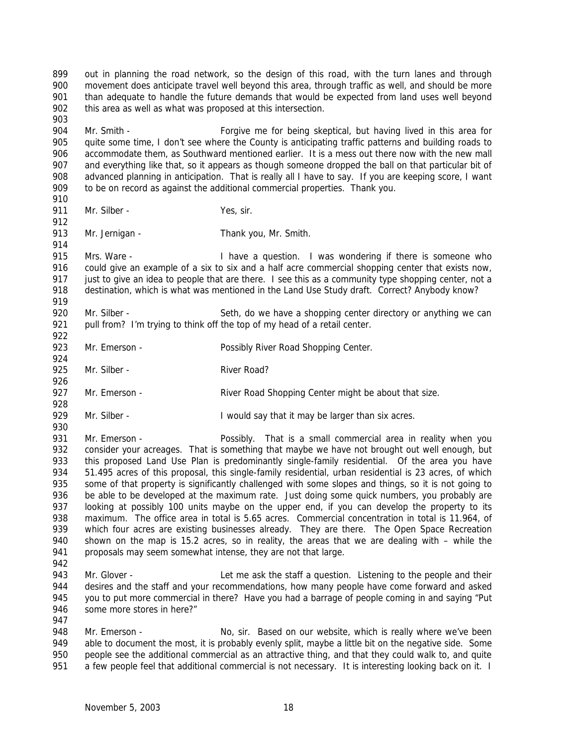out in planning the road network, so the design of this road, with the turn lanes and through movement does anticipate travel well beyond this area, through traffic as well, and should be more than adequate to handle the future demands that would be expected from land uses well beyond this area as well as what was proposed at this intersection.

Mr. Smith - Forgive me for being skeptical, but having lived in this area for quite some time, I don't see where the County is anticipating traffic patterns and building roads to accommodate them, as Southward mentioned earlier. It is a mess out there now with the new mall and everything like that, so it appears as though someone dropped the ball on that particular bit of advanced planning in anticipation. That is really all I have to say. If you are keeping score, I want to be on record as against the additional commercial properties. Thank you.

Mr. Silber - Yes, sir.

Mr. Jernigan - Thank you, Mr. Smith.

Mrs. Ware - I have a question. I was wondering if there is someone who could give an example of a six to six and a half acre commercial shopping center that exists now, just to give an idea to people that are there. I see this as a community type shopping center, not a destination, which is what was mentioned in the Land Use Study draft. Correct? Anybody know?

Mr. Silber - Seth, do we have a shopping center directory or anything we can pull from? I'm trying to think off the top of my head of a retail center.

Mr. Emerson - Possibly River Road Shopping Center.

Mr. Silber - River Road?

Mr. Emerson - River Road Shopping Center might be about that size.

Mr. Silber - I would say that it may be larger than six acres.

Mr. Emerson - Possibly. That is a small commercial area in reality when you consider your acreages. That is something that maybe we have not brought out well enough, but this proposed Land Use Plan is predominantly single-family residential. Of the area you have 51.495 acres of this proposal, this single-family residential, urban residential is 23 acres, of which some of that property is significantly challenged with some slopes and things, so it is not going to be able to be developed at the maximum rate. Just doing some quick numbers, you probably are looking at possibly 100 units maybe on the upper end, if you can develop the property to its maximum. The office area in total is 5.65 acres. Commercial concentration in total is 11.964, of which four acres are existing businesses already. They are there. The Open Space Recreation shown on the map is 15.2 acres, so in reality, the areas that we are dealing with – while the proposals may seem somewhat intense, they are not that large.

Mr. Glover - Let me ask the staff a question. Listening to the people and their desires and the staff and your recommendations, how many people have come forward and asked you to put more commercial in there? Have you had a barrage of people coming in and saying "Put some more stores in here?"

Mr. Emerson - No, sir. Based on our website, which is really where we've been able to document the most, it is probably evenly split, maybe a little bit on the negative side. Some people see the additional commercial as an attractive thing, and that they could walk to, and quite a few people feel that additional commercial is not necessary. It is interesting looking back on it. I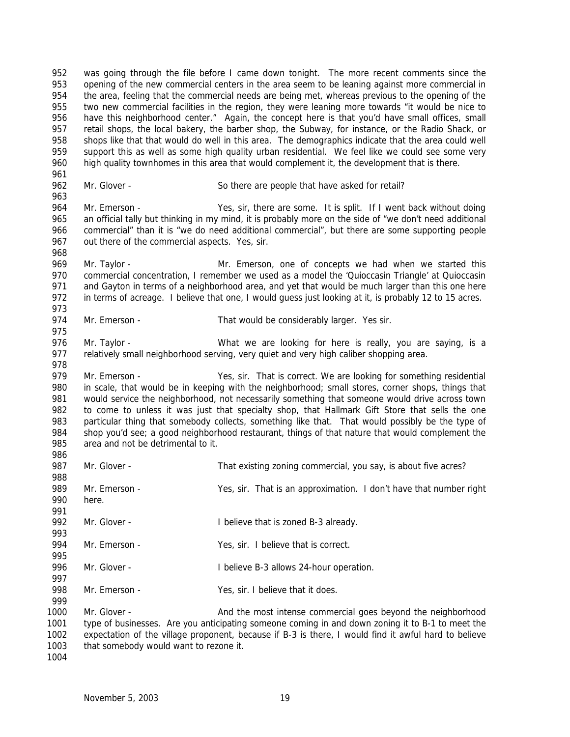was going through the file before I came down tonight. The more recent comments since the opening of the new commercial centers in the area seem to be leaning against more commercial in the area, feeling that the commercial needs are being met, whereas previous to the opening of the two new commercial facilities in the region, they were leaning more towards "it would be nice to have this neighborhood center." Again, the concept here is that you'd have small offices, small retail shops, the local bakery, the barber shop, the Subway, for instance, or the Radio Shack, or shops like that that would do well in this area. The demographics indicate that the area could well support this as well as some high quality urban residential. We feel like we could see some very high quality townhomes in this area that would complement it, the development that is there.

Mr. Glover - So there are people that have asked for retail?

Mr. Emerson - Yes, sir, there are some. It is split. If I went back without doing an official tally but thinking in my mind, it is probably more on the side of "we don't need additional commercial" than it is "we do need additional commercial", but there are some supporting people out there of the commercial aspects. Yes, sir.

Mr. Taylor - Mr. Emerson, one of concepts we had when we started this commercial concentration, I remember we used as a model the 'Quioccasin Triangle' at Quioccasin and Gayton in terms of a neighborhood area, and yet that would be much larger than this one here in terms of acreage. I believe that one, I would guess just looking at it, is probably 12 to 15 acres.

Mr. Emerson - That would be considerably larger. Yes sir.

Mr. Taylor - What we are looking for here is really, you are saying, is a relatively small neighborhood serving, very quiet and very high caliber shopping area.

Mr. Emerson - Yes, sir. That is correct. We are looking for something residential in scale, that would be in keeping with the neighborhood; small stores, corner shops, things that would service the neighborhood, not necessarily something that someone would drive across town to come to unless it was just that specialty shop, that Hallmark Gift Store that sells the one particular thing that somebody collects, something like that. That would possibly be the type of shop you'd see; a good neighborhood restaurant, things of that nature that would complement the area and not be detrimental to it.

Mr. Glover - That existing zoning commercial, you say, is about five acres?

Mr. Emerson - Yes, sir. That is an approximation. I don't have that number right here.

Mr. Glover - I believe that is zoned B-3 already.

Mr. Emerson - Yes, sir. I believe that is correct.

Mr. Glover - I believe B-3 allows 24-hour operation.

Mr. Emerson - Yes, sir. I believe that it does.

Mr. Glover - And the most intense commercial goes beyond the neighborhood type of businesses. Are you anticipating someone coming in and down zoning it to B-1 to meet the expectation of the village proponent, because if B-3 is there, I would find it awful hard to believe that somebody would want to rezone it.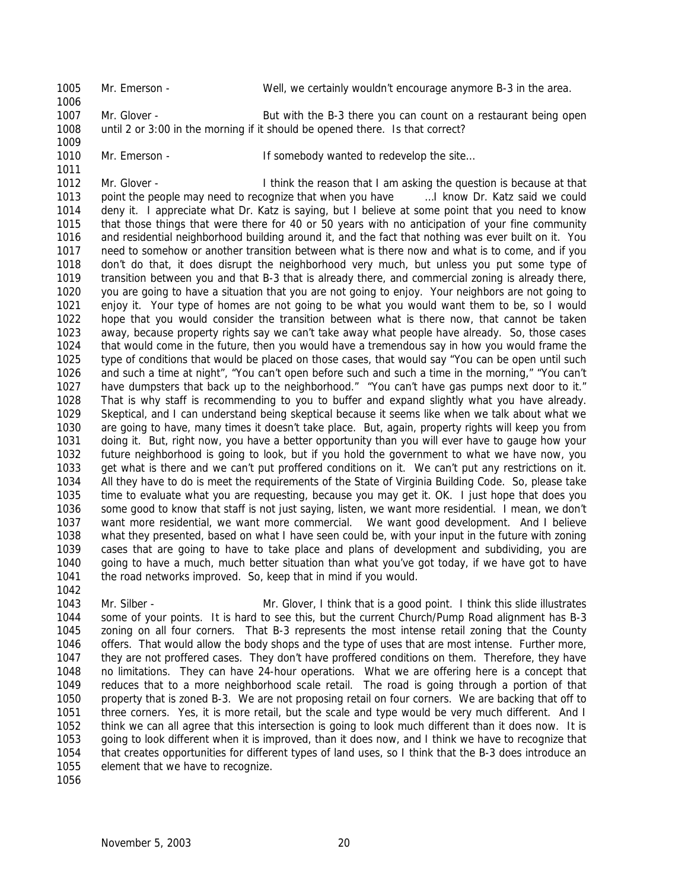Mr. Emerson - Well, we certainly wouldn't encourage anymore B-3 in the area.

Mr. Glover - But with the B-3 there you can count on a restaurant being open until 2 or 3:00 in the morning if it should be opened there. Is that correct?

Mr. Emerson - If somebody wanted to redevelop the site…

Mr. Glover - I think the reason that I am asking the question is because at that point the people may need to recognize that when you have …I know Dr. Katz said we could deny it. I appreciate what Dr. Katz is saying, but I believe at some point that you need to know that those things that were there for 40 or 50 years with no anticipation of your fine community and residential neighborhood building around it, and the fact that nothing was ever built on it. You need to somehow or another transition between what is there now and what is to come, and if you don't do that, it does disrupt the neighborhood very much, but unless you put some type of transition between you and that B-3 that is already there, and commercial zoning is already there, you are going to have a situation that you are not going to enjoy. Your neighbors are not going to enjoy it. Your type of homes are not going to be what you would want them to be, so I would hope that you would consider the transition between what is there now, that cannot be taken away, because property rights say we can't take away what people have already. So, those cases that would come in the future, then you would have a tremendous say in how you would frame the type of conditions that would be placed on those cases, that would say "You can be open until such and such a time at night", "You can't open before such and such a time in the morning," "You can't have dumpsters that back up to the neighborhood." "You can't have gas pumps next door to it." That is why staff is recommending to you to buffer and expand slightly what you have already. Skeptical, and I can understand being skeptical because it seems like when we talk about what we are going to have, many times it doesn't take place. But, again, property rights will keep you from doing it. But, right now, you have a better opportunity than you will ever have to gauge how your future neighborhood is going to look, but if you hold the government to what we have now, you get what is there and we can't put proffered conditions on it. We can't put any restrictions on it. All they have to do is meet the requirements of the State of Virginia Building Code. So, please take time to evaluate what you are requesting, because you may get it. OK. I just hope that does you some good to know that staff is not just saying, listen, we want more residential. I mean, we don't want more residential, we want more commercial. We want good development. And I believe what they presented, based on what I have seen could be, with your input in the future with zoning cases that are going to have to take place and plans of development and subdividing, you are going to have a much, much better situation than what you've got today, if we have got to have the road networks improved. So, keep that in mind if you would.

Mr. Silber - Mr. Glover, I think that is a good point. I think this slide illustrates some of your points. It is hard to see this, but the current Church/Pump Road alignment has B-3 zoning on all four corners. That B-3 represents the most intense retail zoning that the County offers. That would allow the body shops and the type of uses that are most intense. Further more, they are not proffered cases. They don't have proffered conditions on them. Therefore, they have no limitations. They can have 24-hour operations. What we are offering here is a concept that reduces that to a more neighborhood scale retail. The road is going through a portion of that property that is zoned B-3. We are not proposing retail on four corners. We are backing that off to three corners. Yes, it is more retail, but the scale and type would be very much different. And I think we can all agree that this intersection is going to look much different than it does now. It is going to look different when it is improved, than it does now, and I think we have to recognize that that creates opportunities for different types of land uses, so I think that the B-3 does introduce an element that we have to recognize.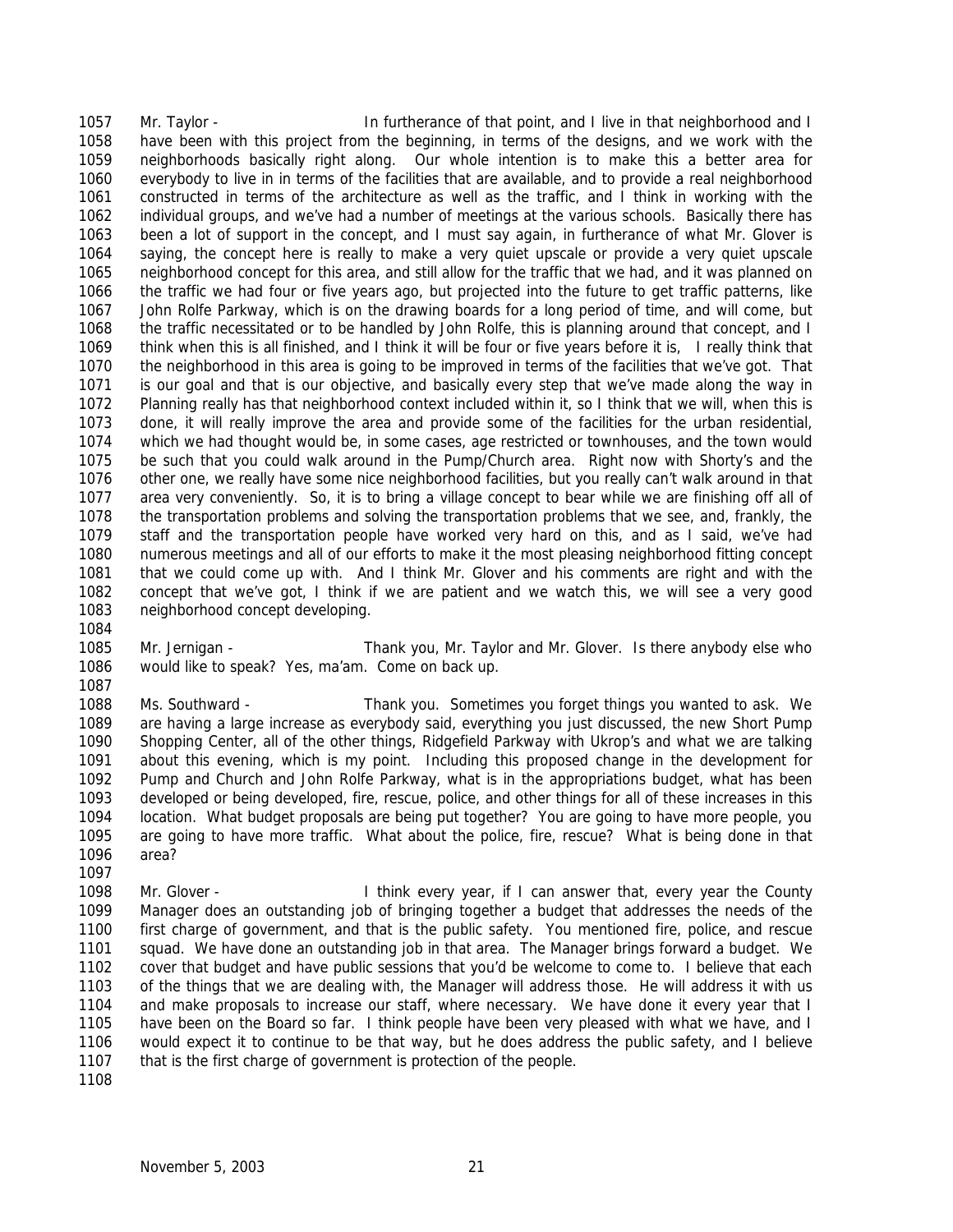1057 Mr. Taylor - In furtherance of that point, and I live in that neighborhood and I
1058 have been with this project from the beginning, in terms of the designs, and we work with the
1059 neighborhoods basically right along. Our whole intention is to make this a better area for
1060 everybody to live in in terms of the facilities that are available, and to provide a real neighborhood
1061 constructed in terms of the architecture as well as the traffic, and I think in working with the
1062 individual groups, and we've had a number of meetings at the various schools. Basically there has
1063 been a lot of support in the concept, and I must say again, in furtherance of what Mr. Glover is
1064 saying, the concept here is really to make a very quiet upscale or provide a very quiet upscale
1065 neighborhood concept for this area, and still allow for the traffic that we had, and it was planned on
1066 the traffic we had four or five years ago, but projected into the future to get traffic patterns, like
1067 John Rolfe Parkway, which is on the drawing boards for a long period of time, and will come, but
1068 the traffic necessitated or to be handled by John Rolfe, this is planning around that concept, and I
1069 think when this is all finished, and I think it will be four or five years before it is, I really think that
1070 the neighborhood in this area is going to be improved in terms of the facilities that we've got. That
1071 is our goal and that is our objective, and basically every step that we've made along the way in
1072 Planning really has that neighborhood context included within it, so I think that we will, when this is
1073 done, it will really improve the area and provide some of the facilities for the urban residential,
1074 which we had thought would be, in some cases, age restricted or townhouses, and the town would
1075 be such that you could walk around in the Pump/Church area. Right now with Shorty's and the
1076 other one, we really have some nice neighborhood facilities, but you really can't walk around in that
1077 area very conveniently. So, it is to bring a village concept to bear while we are finishing off all of
1078 the transportation problems and solving the transportation problems that we see, and, frankly, the
1079 staff and the transportation people have worked very hard on this, and as I said, we've had
1080 numerous meetings and all of our efforts to make it the most pleasing neighborhood fitting concept
1081 that we could come up with. And I think Mr. Glover and his comments are right and with the
1082 concept that we've got, I think if we are patient and we watch this, we will see a very good
1083 neighborhood concept developing.
1084
1085 Mr. Jernigan - Thank you, Mr. Taylor and Mr. Glover. Is there anybody else who
1086 would like to speak? Yes, ma'am. Come on back up.
1087
1088 Ms. Southward - Thank you. Sometimes you forget things you wanted to ask. We
1089 are having a large increase as everybody said, everything you just discussed, the new Short Pump
1090 Shopping Center, all of the other things, Ridgefield Parkway with Ukrop's and what we are talking
1091 about this evening, which is my point. Including this proposed change in the development for
1092 Pump and Church and John Rolfe Parkway, what is in the appropriations budget, what has been
1093 developed or being developed, fire, rescue, police, and other things for all of these increases in this
1094 location. What budget proposals are being put together? You are going to have more people, you
1095 are going to have more traffic. What about the police, fire, rescue? What is being done in that
1096 area?
1097
1098 Mr. Glover - I think every year, if I can answer that, every year the County
1099 Manager does an outstanding job of bringing together a budget that addresses the needs of the
1100 first charge of government, and that is the public safety. You mentioned fire, police, and rescue
1101 squad. We have done an outstanding job in that area. The Manager brings forward a budget. We
1102 cover that budget and have public sessions that you'd be welcome to come to. I believe that each
1103 of the things that we are dealing with, the Manager will address those. He will address it with us
1104 and make proposals to increase our staff, where necessary. We have done it every year that I
1105 have been on the Board so far. I think people have been very pleased with what we have, and I
1106 would expect it to continue to be that way, but he does address the public safety, and I believe
1107 that is the first charge of government is protection of the people.
1108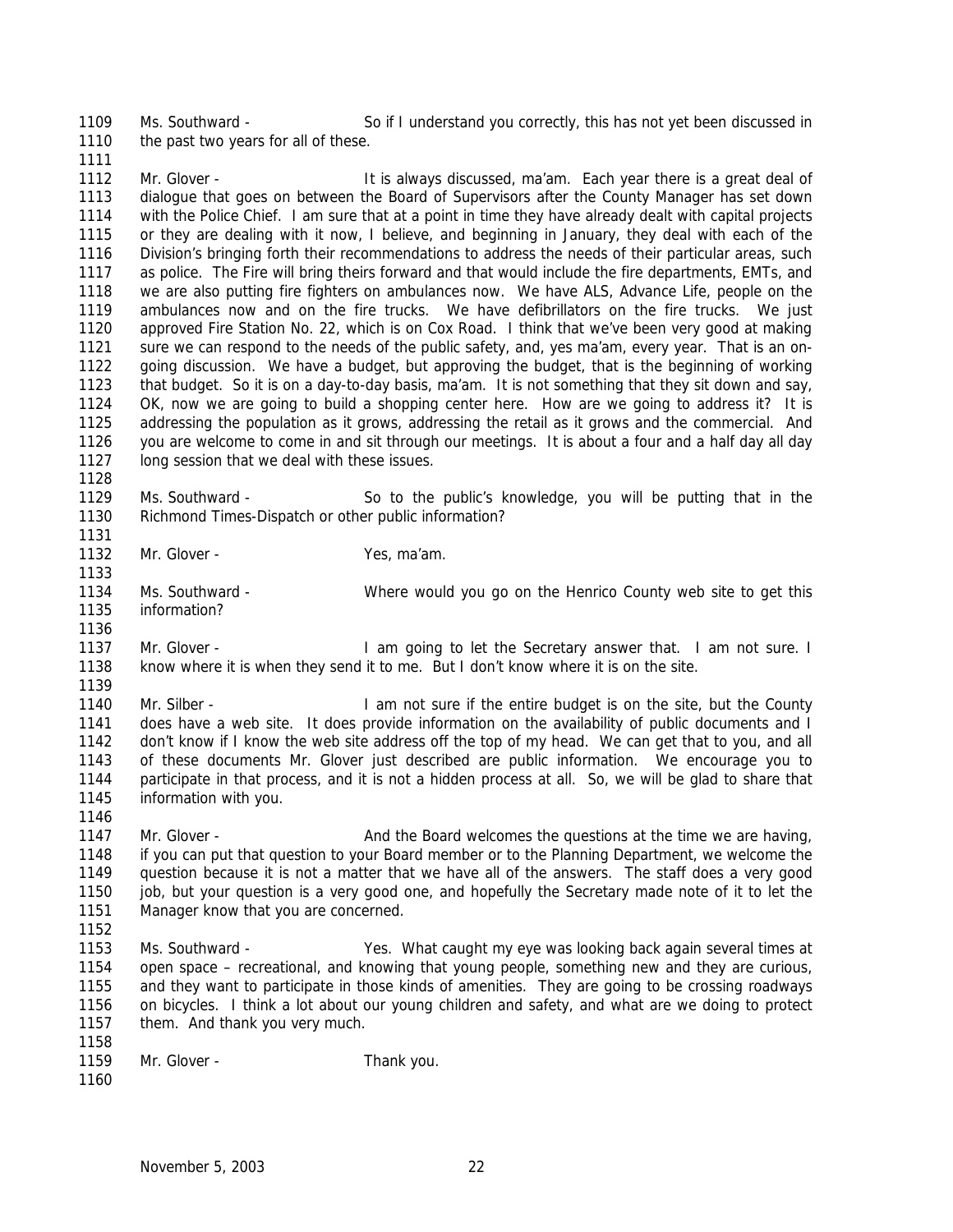Ms. Southward - So if I understand you correctly, this has not yet been discussed in the past two years for all of these.

Mr. Glover - It is always discussed, ma'am. Each year there is a great deal of dialogue that goes on between the Board of Supervisors after the County Manager has set down with the Police Chief. I am sure that at a point in time they have already dealt with capital projects or they are dealing with it now, I believe, and beginning in January, they deal with each of the Division's bringing forth their recommendations to address the needs of their particular areas, such as police. The Fire will bring theirs forward and that would include the fire departments, EMTs, and we are also putting fire fighters on ambulances now. We have ALS, Advance Life, people on the ambulances now and on the fire trucks. We have defibrillators on the fire trucks. We just approved Fire Station No. 22, which is on Cox Road. I think that we've been very good at making sure we can respond to the needs of the public safety, and, yes ma'am, every year. That is an on-going discussion. We have a budget, but approving the budget, that is the beginning of working that budget. So it is on a day-to-day basis, ma'am. It is not something that they sit down and say, OK, now we are going to build a shopping center here. How are we going to address it? It is addressing the population as it grows, addressing the retail as it grows and the commercial. And you are welcome to come in and sit through our meetings. It is about a four and a half day all day long session that we deal with these issues.

Ms. Southward - So to the public's knowledge, you will be putting that in the Richmond Times-Dispatch or other public information?

Mr. Glover - Yes, ma'am.

Ms. Southward - Where would you go on the Henrico County web site to get this information?

Mr. Glover - I am going to let the Secretary answer that. I am not sure. I know where it is when they send it to me. But I don't know where it is on the site.

Mr. Silber - I am not sure if the entire budget is on the site, but the County does have a web site. It does provide information on the availability of public documents and I don't know if I know the web site address off the top of my head. We can get that to you, and all of these documents Mr. Glover just described are public information. We encourage you to participate in that process, and it is not a hidden process at all. So, we will be glad to share that information with you.

Mr. Glover - And the Board welcomes the questions at the time we are having, if you can put that question to your Board member or to the Planning Department, we welcome the question because it is not a matter that we have all of the answers. The staff does a very good job, but your question is a very good one, and hopefully the Secretary made note of it to let the Manager know that you are concerned.

Ms. Southward - Yes. What caught my eye was looking back again several times at open space – recreational, and knowing that young people, something new and they are curious, and they want to participate in those kinds of amenities. They are going to be crossing roadways on bicycles. I think a lot about our young children and safety, and what are we doing to protect them. And thank you very much.

Mr. Glover - Thank you.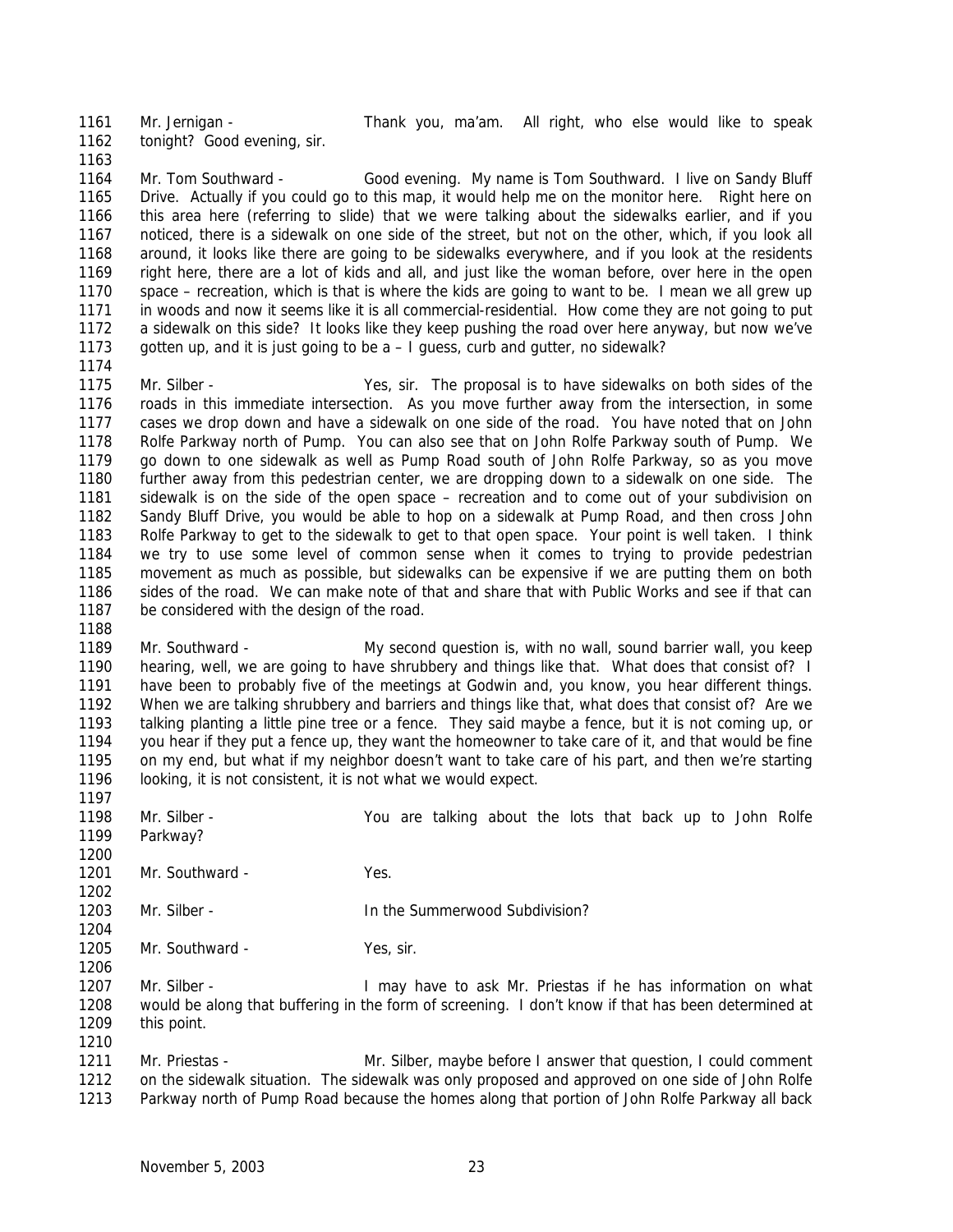1161 Mr. Jernigan - Thank you, ma'am. All right, who else would like to speak
1162 tonight? Good evening, sir.
1163
1164 Mr. Tom Southward - Good evening. My name is Tom Southward. I live on Sandy Bluff
1165 Drive. Actually if you could go to this map, it would help me on the monitor here. Right here on
1166 this area here (referring to slide) that we were talking about the sidewalks earlier, and if you
1167 noticed, there is a sidewalk on one side of the street, but not on the other, which, if you look all
1168 around, it looks like there are going to be sidewalks everywhere, and if you look at the residents
1169 right here, there are a lot of kids and all, and just like the woman before, over here in the open
1170 space – recreation, which is that is where the kids are going to want to be. I mean we all grew up
1171 in woods and now it seems like it is all commercial-residential. How come they are not going to put
1172 a sidewalk on this side? It looks like they keep pushing the road over here anyway, but now we've
1173 gotten up, and it is just going to be a – I guess, curb and gutter, no sidewalk?
1174
1175 Mr. Silber - Yes, sir. The proposal is to have sidewalks on both sides of the
1176 roads in this immediate intersection. As you move further away from the intersection, in some
1177 cases we drop down and have a sidewalk on one side of the road. You have noted that on John
1178 Rolfe Parkway north of Pump. You can also see that on John Rolfe Parkway south of Pump. We
1179 go down to one sidewalk as well as Pump Road south of John Rolfe Parkway, so as you move
1180 further away from this pedestrian center, we are dropping down to a sidewalk on one side. The
1181 sidewalk is on the side of the open space – recreation and to come out of your subdivision on
1182 Sandy Bluff Drive, you would be able to hop on a sidewalk at Pump Road, and then cross John
1183 Rolfe Parkway to get to the sidewalk to get to that open space. Your point is well taken. I think
1184 we try to use some level of common sense when it comes to trying to provide pedestrian
1185 movement as much as possible, but sidewalks can be expensive if we are putting them on both
1186 sides of the road. We can make note of that and share that with Public Works and see if that can
1187 be considered with the design of the road.
1188
1189 Mr. Southward - My second question is, with no wall, sound barrier wall, you keep
1190 hearing, well, we are going to have shrubbery and things like that. What does that consist of? I
1191 have been to probably five of the meetings at Godwin and, you know, you hear different things.
1192 When we are talking shrubbery and barriers and things like that, what does that consist of? Are we
1193 talking planting a little pine tree or a fence. They said maybe a fence, but it is not coming up, or
1194 you hear if they put a fence up, they want the homeowner to take care of it, and that would be fine
1195 on my end, but what if my neighbor doesn't want to take care of his part, and then we're starting
1196 looking, it is not consistent, it is not what we would expect.
1197
1198 Mr. Silber - You are talking about the lots that back up to John Rolfe
1199 Parkway?
1200
1201 Mr. Southward - Yes.
1202
1203 Mr. Silber - In the Summerwood Subdivision?
1204
1205 Mr. Southward - Yes, sir.
1206
1207 Mr. Silber - I may have to ask Mr. Priestas if he has information on what
1208 would be along that buffering in the form of screening. I don't know if that has been determined at
1209 this point.
1210
1211 Mr. Priestas - Mr. Silber, maybe before I answer that question, I could comment
1212 on the sidewalk situation. The sidewalk was only proposed and approved on one side of John Rolfe
1213 Parkway north of Pump Road because the homes along that portion of John Rolfe Parkway all back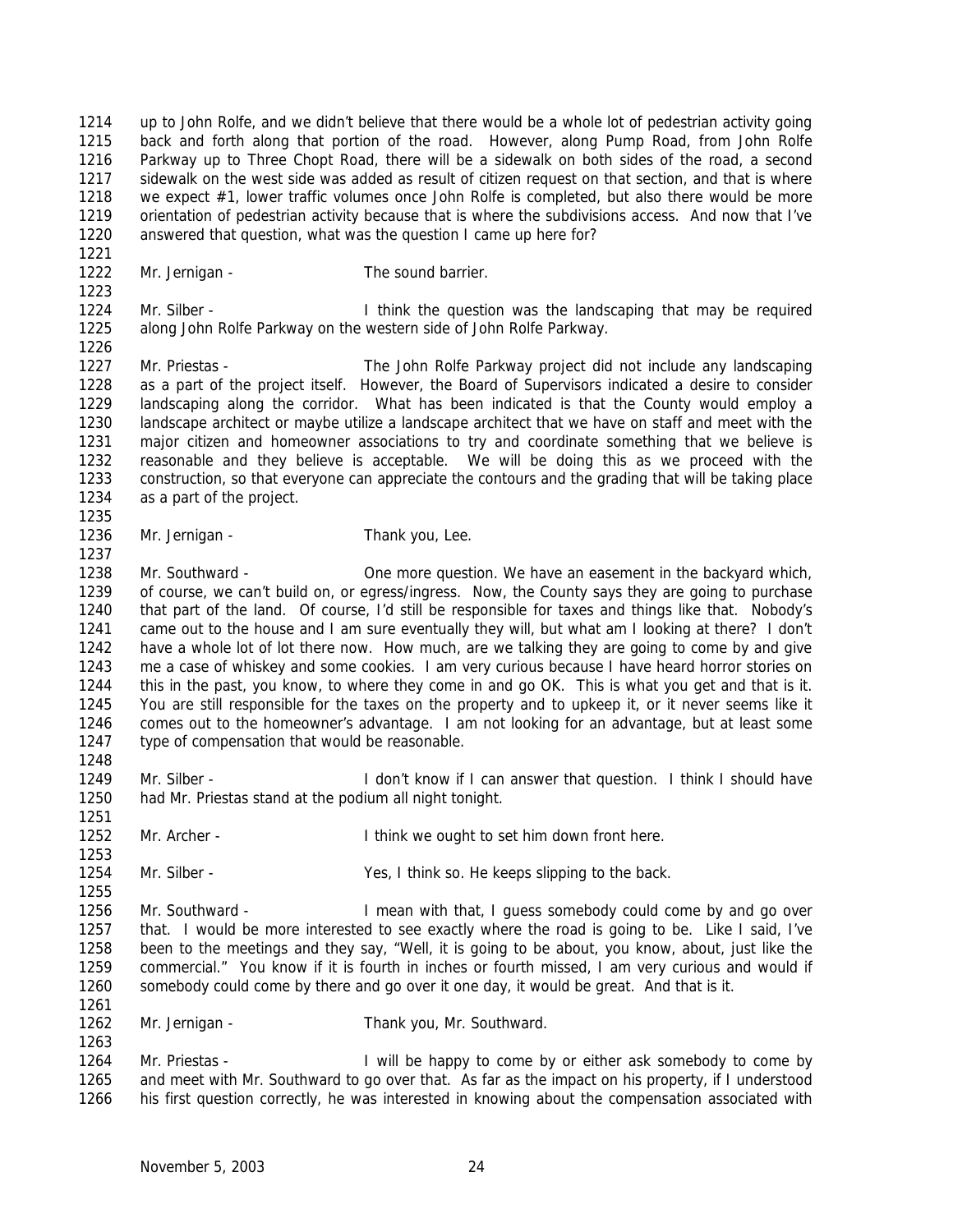up to John Rolfe, and we didn't believe that there would be a whole lot of pedestrian activity going back and forth along that portion of the road. However, along Pump Road, from John Rolfe Parkway up to Three Chopt Road, there will be a sidewalk on both sides of the road, a second sidewalk on the west side was added as result of citizen request on that section, and that is where we expect #1, lower traffic volumes once John Rolfe is completed, but also there would be more orientation of pedestrian activity because that is where the subdivisions access. And now that I've answered that question, what was the question I came up here for?

Mr. Jernigan - The sound barrier.

Mr. Silber - I think the question was the landscaping that may be required along John Rolfe Parkway on the western side of John Rolfe Parkway.

Mr. Priestas - The John Rolfe Parkway project did not include any landscaping as a part of the project itself. However, the Board of Supervisors indicated a desire to consider landscaping along the corridor. What has been indicated is that the County would employ a landscape architect or maybe utilize a landscape architect that we have on staff and meet with the major citizen and homeowner associations to try and coordinate something that we believe is reasonable and they believe is acceptable. We will be doing this as we proceed with the construction, so that everyone can appreciate the contours and the grading that will be taking place as a part of the project.

Mr. Jernigan - Thank you, Lee.

Mr. Southward - One more question. We have an easement in the backyard which, of course, we can't build on, or egress/ingress. Now, the County says they are going to purchase that part of the land. Of course, I'd still be responsible for taxes and things like that. Nobody's came out to the house and I am sure eventually they will, but what am I looking at there? I don't have a whole lot of lot there now. How much, are we talking they are going to come by and give me a case of whiskey and some cookies. I am very curious because I have heard horror stories on this in the past, you know, to where they come in and go OK. This is what you get and that is it. You are still responsible for the taxes on the property and to upkeep it, or it never seems like it comes out to the homeowner's advantage. I am not looking for an advantage, but at least some type of compensation that would be reasonable.

Mr. Silber - I don't know if I can answer that question. I think I should have had Mr. Priestas stand at the podium all night tonight.

Mr. Archer - I think we ought to set him down front here.

Mr. Silber - Yes, I think so. He keeps slipping to the back.

Mr. Southward - I mean with that, I guess somebody could come by and go over that. I would be more interested to see exactly where the road is going to be. Like I said, I've been to the meetings and they say, "Well, it is going to be about, you know, about, just like the commercial." You know if it is fourth in inches or fourth missed, I am very curious and would if somebody could come by there and go over it one day, it would be great. And that is it.

Mr. Jernigan - Thank you, Mr. Southward.

Mr. Priestas - I will be happy to come by or either ask somebody to come by and meet with Mr. Southward to go over that. As far as the impact on his property, if I understood his first question correctly, he was interested in knowing about the compensation associated with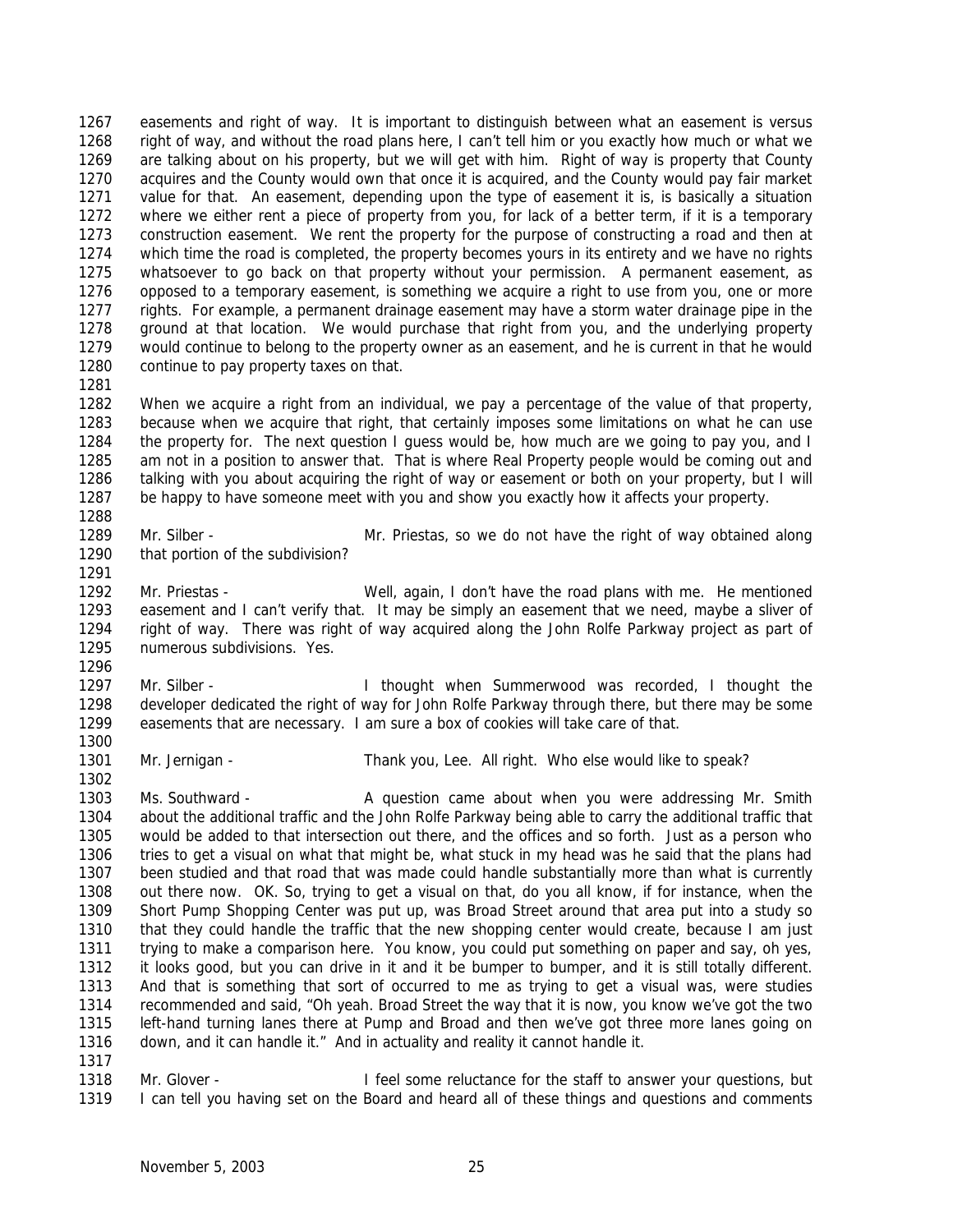easements and right of way. It is important to distinguish between what an easement is versus right of way, and without the road plans here, I can't tell him or you exactly how much or what we are talking about on his property, but we will get with him. Right of way is property that County acquires and the County would own that once it is acquired, and the County would pay fair market value for that. An easement, depending upon the type of easement it is, is basically a situation where we either rent a piece of property from you, for lack of a better term, if it is a temporary construction easement. We rent the property for the purpose of constructing a road and then at which time the road is completed, the property becomes yours in its entirety and we have no rights whatsoever to go back on that property without your permission. A permanent easement, as opposed to a temporary easement, is something we acquire a right to use from you, one or more rights. For example, a permanent drainage easement may have a storm water drainage pipe in the ground at that location. We would purchase that right from you, and the underlying property would continue to belong to the property owner as an easement, and he is current in that he would continue to pay property taxes on that.

When we acquire a right from an individual, we pay a percentage of the value of that property, because when we acquire that right, that certainly imposes some limitations on what he can use the property for. The next question I guess would be, how much are we going to pay you, and I am not in a position to answer that. That is where Real Property people would be coming out and talking with you about acquiring the right of way or easement or both on your property, but I will be happy to have someone meet with you and show you exactly how it affects your property.

Mr. Silber - Mr. Priestas, so we do not have the right of way obtained along that portion of the subdivision?

Mr. Priestas - Well, again, I don't have the road plans with me. He mentioned easement and I can't verify that. It may be simply an easement that we need, maybe a sliver of right of way. There was right of way acquired along the John Rolfe Parkway project as part of numerous subdivisions. Yes.

Mr. Silber - I thought when Summerwood was recorded, I thought the developer dedicated the right of way for John Rolfe Parkway through there, but there may be some easements that are necessary. I am sure a box of cookies will take care of that.

Mr. Jernigan - Thank you, Lee. All right. Who else would like to speak?

Ms. Southward - A question came about when you were addressing Mr. Smith about the additional traffic and the John Rolfe Parkway being able to carry the additional traffic that would be added to that intersection out there, and the offices and so forth. Just as a person who tries to get a visual on what that might be, what stuck in my head was he said that the plans had been studied and that road that was made could handle substantially more than what is currently out there now. OK. So, trying to get a visual on that, do you all know, if for instance, when the Short Pump Shopping Center was put up, was Broad Street around that area put into a study so that they could handle the traffic that the new shopping center would create, because I am just trying to make a comparison here. You know, you could put something on paper and say, oh yes, it looks good, but you can drive in it and it be bumper to bumper, and it is still totally different. And that is something that sort of occurred to me as trying to get a visual was, were studies recommended and said, "Oh yeah. Broad Street the way that it is now, you know we've got the two left-hand turning lanes there at Pump and Broad and then we've got three more lanes going on down, and it can handle it." And in actuality and reality it cannot handle it.

Mr. Glover - I feel some reluctance for the staff to answer your questions, but I can tell you having set on the Board and heard all of these things and questions and comments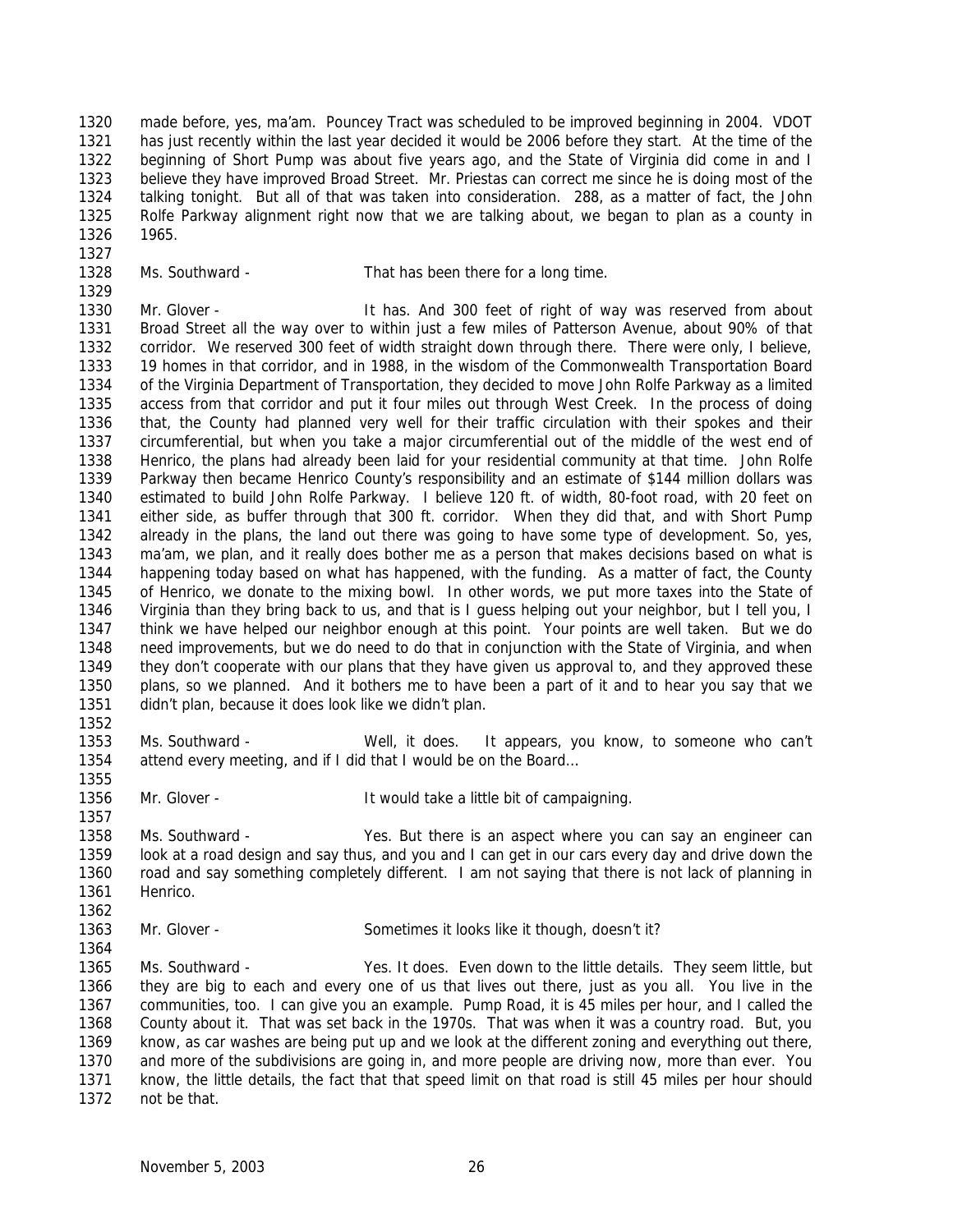made before, yes, ma'am. Pouncey Tract was scheduled to be improved beginning in 2004. VDOT has just recently within the last year decided it would be 2006 before they start. At the time of the beginning of Short Pump was about five years ago, and the State of Virginia did come in and I believe they have improved Broad Street. Mr. Priestas can correct me since he is doing most of the talking tonight. But all of that was taken into consideration. 288, as a matter of fact, the John Rolfe Parkway alignment right now that we are talking about, we began to plan as a county in 1965.

Ms. Southward - That has been there for a long time.

Mr. Glover - It has. And 300 feet of right of way was reserved from about Broad Street all the way over to within just a few miles of Patterson Avenue, about 90% of that corridor. We reserved 300 feet of width straight down through there. There were only, I believe, 19 homes in that corridor, and in 1988, in the wisdom of the Commonwealth Transportation Board of the Virginia Department of Transportation, they decided to move John Rolfe Parkway as a limited access from that corridor and put it four miles out through West Creek. In the process of doing that, the County had planned very well for their traffic circulation with their spokes and their circumferential, but when you take a major circumferential out of the middle of the west end of Henrico, the plans had already been laid for your residential community at that time. John Rolfe Parkway then became Henrico County's responsibility and an estimate of $144 million dollars was estimated to build John Rolfe Parkway. I believe 120 ft. of width, 80-foot road, with 20 feet on either side, as buffer through that 300 ft. corridor. When they did that, and with Short Pump already in the plans, the land out there was going to have some type of development. So, yes, ma'am, we plan, and it really does bother me as a person that makes decisions based on what is happening today based on what has happened, with the funding. As a matter of fact, the County of Henrico, we donate to the mixing bowl. In other words, we put more taxes into the State of Virginia than they bring back to us, and that is I guess helping out your neighbor, but I tell you, I think we have helped our neighbor enough at this point. Your points are well taken. But we do need improvements, but we do need to do that in conjunction with the State of Virginia, and when they don't cooperate with our plans that they have given us approval to, and they approved these plans, so we planned. And it bothers me to have been a part of it and to hear you say that we didn't plan, because it does look like we didn't plan.

Ms. Southward - Well, it does. It appears, you know, to someone who can't attend every meeting, and if I did that I would be on the Board…

Mr. Glover - It would take a little bit of campaigning.

Ms. Southward - Yes. But there is an aspect where you can say an engineer can look at a road design and say thus, and you and I can get in our cars every day and drive down the road and say something completely different. I am not saying that there is not lack of planning in Henrico.

Mr. Glover - Sometimes it looks like it though, doesn't it?

Ms. Southward - Yes. It does. Even down to the little details. They seem little, but they are big to each and every one of us that lives out there, just as you all. You live in the communities, too. I can give you an example. Pump Road, it is 45 miles per hour, and I called the County about it. That was set back in the 1970s. That was when it was a country road. But, you know, as car washes are being put up and we look at the different zoning and everything out there, and more of the subdivisions are going in, and more people are driving now, more than ever. You know, the little details, the fact that that speed limit on that road is still 45 miles per hour should not be that.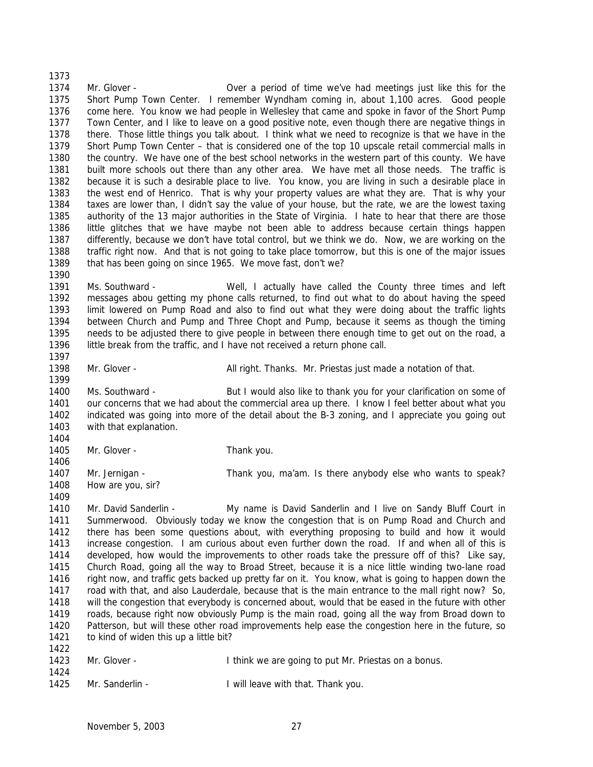Mr. Glover - Over a period of time we've had meetings just like this for the Short Pump Town Center. I remember Wyndham coming in, about 1,100 acres. Good people come here. You know we had people in Wellesley that came and spoke in favor of the Short Pump Town Center, and I like to leave on a good positive note, even though there are negative things in there. Those little things you talk about. I think what we need to recognize is that we have in the Short Pump Town Center – that is considered one of the top 10 upscale retail commercial malls in the country. We have one of the best school networks in the western part of this county. We have built more schools out there than any other area. We have met all those needs. The traffic is because it is such a desirable place to live. You know, you are living in such a desirable place in the west end of Henrico. That is why your property values are what they are. That is why your taxes are lower than, I didn't say the value of your house, but the rate, we are the lowest taxing authority of the 13 major authorities in the State of Virginia. I hate to hear that there are those little glitches that we have maybe not been able to address because certain things happen differently, because we don't have total control, but we think we do. Now, we are working on the traffic right now. And that is not going to take place tomorrow, but this is one of the major issues that has been going on since 1965. We move fast, don't we?

Ms. Southward - Well, I actually have called the County three times and left messages abou getting my phone calls returned, to find out what to do about having the speed limit lowered on Pump Road and also to find out what they were doing about the traffic lights between Church and Pump and Three Chopt and Pump, because it seems as though the timing needs to be adjusted there to give people in between there enough time to get out on the road, a little break from the traffic, and I have not received a return phone call.

Mr. Glover - All right. Thanks. Mr. Priestas just made a notation of that.

Ms. Southward - But I would also like to thank you for your clarification on some of our concerns that we had about the commercial area up there. I know I feel better about what you indicated was going into more of the detail about the B-3 zoning, and I appreciate you going out with that explanation.

Mr. Glover - Thank you.

Mr. Jernigan - Thank you, ma'am. Is there anybody else who wants to speak? How are you, sir?

Mr. David Sanderlin - My name is David Sanderlin and I live on Sandy Bluff Court in Summerwood. Obviously today we know the congestion that is on Pump Road and Church and there has been some questions about, with everything proposing to build and how it would increase congestion. I am curious about even further down the road. If and when all of this is developed, how would the improvements to other roads take the pressure off of this? Like say, Church Road, going all the way to Broad Street, because it is a nice little winding two-lane road right now, and traffic gets backed up pretty far on it. You know, what is going to happen down the road with that, and also Lauderdale, because that is the main entrance to the mall right now? So, will the congestion that everybody is concerned about, would that be eased in the future with other roads, because right now obviously Pump is the main road, going all the way from Broad down to Patterson, but will these other road improvements help ease the congestion here in the future, so to kind of widen this up a little bit?

Mr. Glover - I think we are going to put Mr. Priestas on a bonus.

Mr. Sanderlin - I will leave with that. Thank you.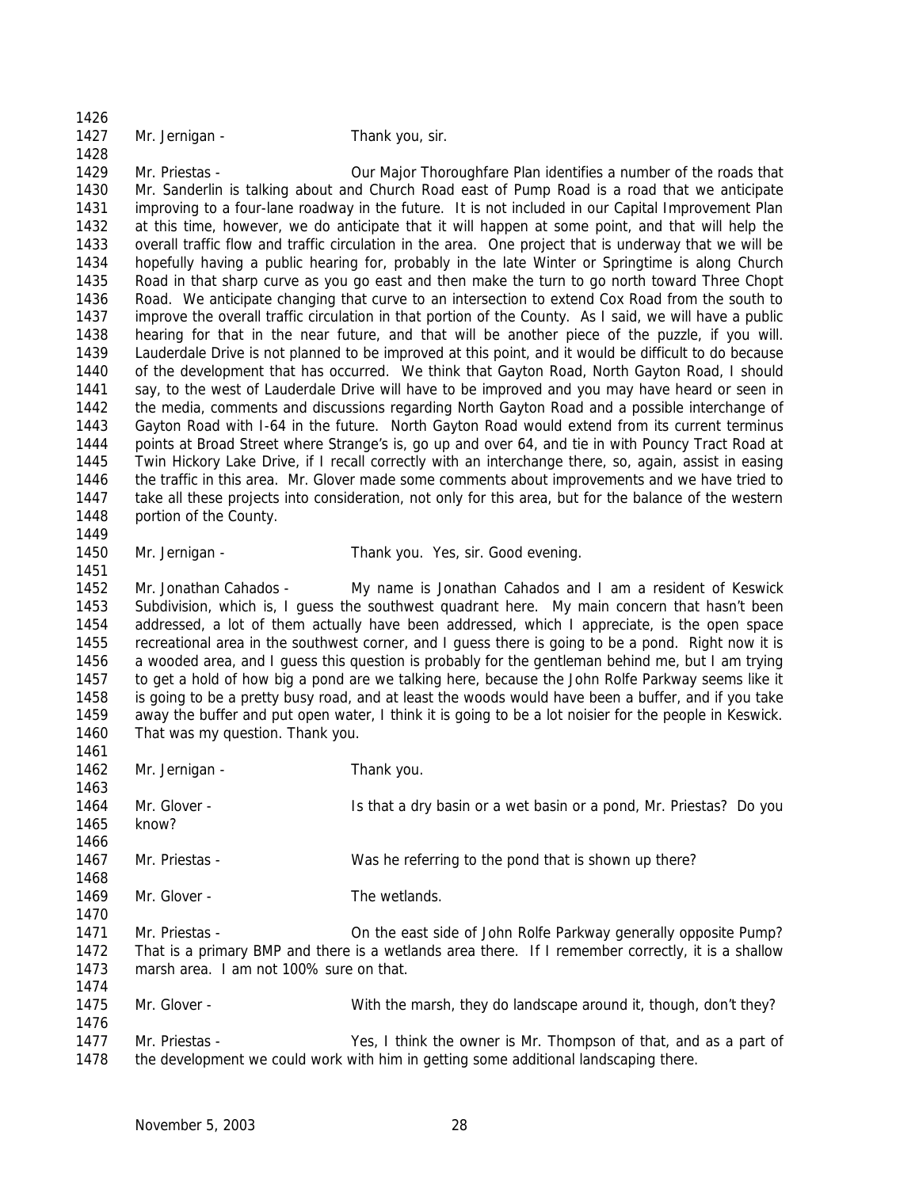Mr. Jernigan - Thank you, sir.

Mr. Priestas - Our Major Thoroughfare Plan identifies a number of the roads that Mr. Sanderlin is talking about and Church Road east of Pump Road is a road that we anticipate improving to a four-lane roadway in the future. It is not included in our Capital Improvement Plan at this time, however, we do anticipate that it will happen at some point, and that will help the overall traffic flow and traffic circulation in the area. One project that is underway that we will be hopefully having a public hearing for, probably in the late Winter or Springtime is along Church Road in that sharp curve as you go east and then make the turn to go north toward Three Chopt Road. We anticipate changing that curve to an intersection to extend Cox Road from the south to improve the overall traffic circulation in that portion of the County. As I said, we will have a public hearing for that in the near future, and that will be another piece of the puzzle, if you will. Lauderdale Drive is not planned to be improved at this point, and it would be difficult to do because of the development that has occurred. We think that Gayton Road, North Gayton Road, I should say, to the west of Lauderdale Drive will have to be improved and you may have heard or seen in the media, comments and discussions regarding North Gayton Road and a possible interchange of Gayton Road with I-64 in the future. North Gayton Road would extend from its current terminus points at Broad Street where Strange's is, go up and over 64, and tie in with Pouncy Tract Road at Twin Hickory Lake Drive, if I recall correctly with an interchange there, so, again, assist in easing the traffic in this area. Mr. Glover made some comments about improvements and we have tried to take all these projects into consideration, not only for this area, but for the balance of the western portion of the County.

Mr. Jernigan - Thank you. Yes, sir. Good evening.

Mr. Jonathan Cahados - My name is Jonathan Cahados and I am a resident of Keswick Subdivision, which is, I guess the southwest quadrant here. My main concern that hasn't been addressed, a lot of them actually have been addressed, which I appreciate, is the open space recreational area in the southwest corner, and I guess there is going to be a pond. Right now it is a wooded area, and I guess this question is probably for the gentleman behind me, but I am trying to get a hold of how big a pond are we talking here, because the John Rolfe Parkway seems like it is going to be a pretty busy road, and at least the woods would have been a buffer, and if you take away the buffer and put open water, I think it is going to be a lot noisier for the people in Keswick. That was my question. Thank you.

Mr. Jernigan - Thank you.

Mr. Glover - Is that a dry basin or a wet basin or a pond, Mr. Priestas? Do you know?

Mr. Priestas - Was he referring to the pond that is shown up there?

Mr. Glover - The wetlands.

Mr. Priestas - On the east side of John Rolfe Parkway generally opposite Pump? That is a primary BMP and there is a wetlands area there. If I remember correctly, it is a shallow marsh area. I am not 100% sure on that.

Mr. Glover - With the marsh, they do landscape around it, though, don't they?

Mr. Priestas - Yes, I think the owner is Mr. Thompson of that, and as a part of the development we could work with him in getting some additional landscaping there.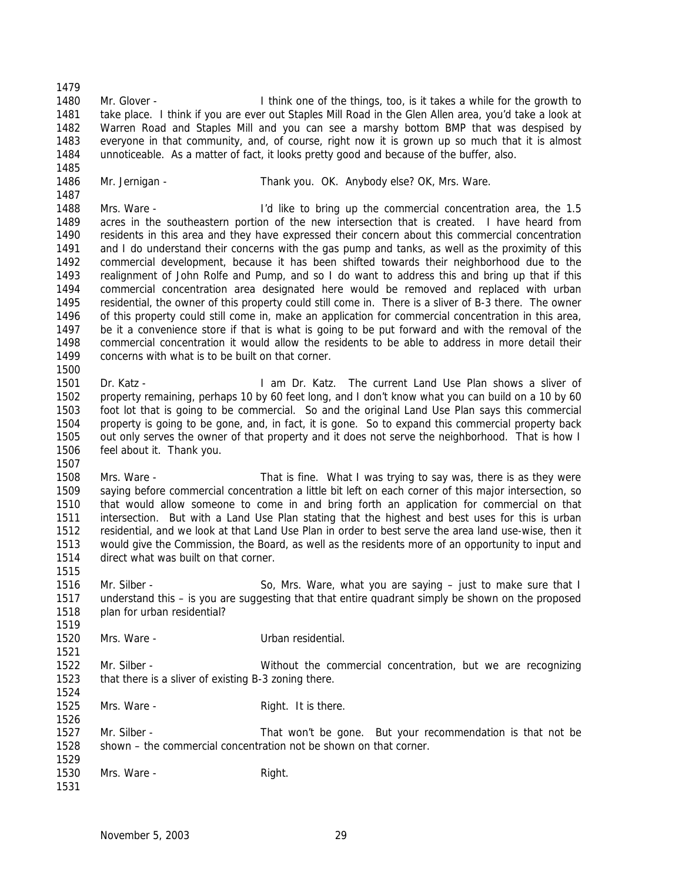Mr. Glover - I think one of the things, too, is it takes a while for the growth to take place. I think if you are ever out Staples Mill Road in the Glen Allen area, you'd take a look at Warren Road and Staples Mill and you can see a marshy bottom BMP that was despised by everyone in that community, and, of course, right now it is grown up so much that it is almost unnoticeable. As a matter of fact, it looks pretty good and because of the buffer, also.

Mr. Jernigan - Thank you. OK. Anybody else? OK, Mrs. Ware.

Mrs. Ware - I'd like to bring up the commercial concentration area, the 1.5 acres in the southeastern portion of the new intersection that is created. I have heard from residents in this area and they have expressed their concern about this commercial concentration and I do understand their concerns with the gas pump and tanks, as well as the proximity of this commercial development, because it has been shifted towards their neighborhood due to the realignment of John Rolfe and Pump, and so I do want to address this and bring up that if this commercial concentration area designated here would be removed and replaced with urban residential, the owner of this property could still come in. There is a sliver of B-3 there. The owner of this property could still come in, make an application for commercial concentration in this area, be it a convenience store if that is what is going to be put forward and with the removal of the commercial concentration it would allow the residents to be able to address in more detail their concerns with what is to be built on that corner.

Dr. Katz - I am Dr. Katz. The current Land Use Plan shows a sliver of property remaining, perhaps 10 by 60 feet long, and I don't know what you can build on a 10 by 60 foot lot that is going to be commercial. So and the original Land Use Plan says this commercial property is going to be gone, and, in fact, it is gone. So to expand this commercial property back out only serves the owner of that property and it does not serve the neighborhood. That is how I feel about it. Thank you.

Mrs. Ware - That is fine. What I was trying to say was, there is as they were saying before commercial concentration a little bit left on each corner of this major intersection, so that would allow someone to come in and bring forth an application for commercial on that intersection. But with a Land Use Plan stating that the highest and best uses for this is urban residential, and we look at that Land Use Plan in order to best serve the area land use-wise, then it would give the Commission, the Board, as well as the residents more of an opportunity to input and direct what was built on that corner.

Mr. Silber - So, Mrs. Ware, what you are saying – just to make sure that I understand this – is you are suggesting that that entire quadrant simply be shown on the proposed plan for urban residential?

Mrs. Ware - Urban residential.

Mr. Silber - Without the commercial concentration, but we are recognizing that there is a sliver of existing B-3 zoning there.

Mrs. Ware - Right. It is there.

Mr. Silber - That won't be gone. But your recommendation is that not be shown – the commercial concentration not be shown on that corner.

Mrs. Ware - Right.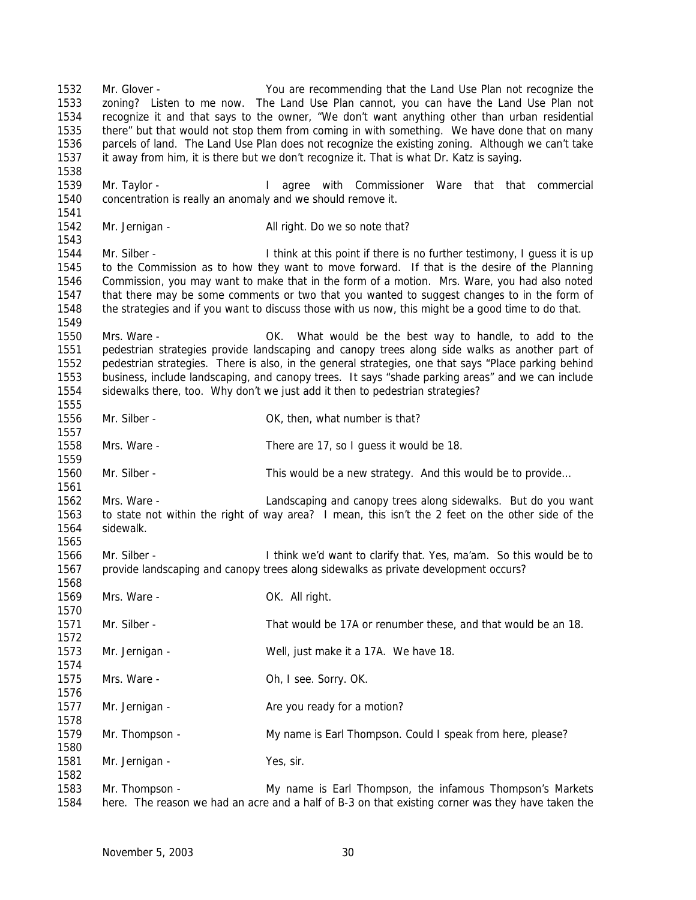1532 Mr. Glover - You are recommending that the Land Use Plan not recognize the
1533 zoning? Listen to me now. The Land Use Plan cannot, you can have the Land Use Plan not
1534 recognize it and that says to the owner, "We don't want anything other than urban residential
1535 there" but that would not stop them from coming in with something. We have done that on many
1536 parcels of land. The Land Use Plan does not recognize the existing zoning. Although we can't take
1537 it away from him, it is there but we don't recognize it. That is what Dr. Katz is saying.
1538
1539 Mr. Taylor - I agree with Commissioner Ware that that commercial
1540 concentration is really an anomaly and we should remove it.
1541
1542 Mr. Jernigan - All right. Do we so note that?
1543
1544 Mr. Silber - I think at this point if there is no further testimony, I guess it is up
1545 to the Commission as to how they want to move forward. If that is the desire of the Planning
1546 Commission, you may want to make that in the form of a motion. Mrs. Ware, you had also noted
1547 that there may be some comments or two that you wanted to suggest changes to in the form of
1548 the strategies and if you want to discuss those with us now, this might be a good time to do that.
1549
1550 Mrs. Ware - OK. What would be the best way to handle, to add to the
1551 pedestrian strategies provide landscaping and canopy trees along side walks as another part of
1552 pedestrian strategies. There is also, in the general strategies, one that says "Place parking behind
1553 business, include landscaping, and canopy trees. It says "shade parking areas" and we can include
1554 sidewalks there, too. Why don't we just add it then to pedestrian strategies?
1555
1556 Mr. Silber - OK, then, what number is that?
1557
1558 Mrs. Ware - There are 17, so I guess it would be 18.
1559
1560 Mr. Silber - This would be a new strategy. And this would be to provide…
1561
1562 Mrs. Ware - Landscaping and canopy trees along sidewalks. But do you want
1563 to state not within the right of way area? I mean, this isn't the 2 feet on the other side of the
1564 sidewalk.
1565
1566 Mr. Silber - I think we'd want to clarify that. Yes, ma'am. So this would be to
1567 provide landscaping and canopy trees along sidewalks as private development occurs?
1568
1569 Mrs. Ware - OK. All right.
1570
1571 Mr. Silber - That would be 17A or renumber these, and that would be an 18.
1572
1573 Mr. Jernigan - Well, just make it a 17A. We have 18.
1574
1575 Mrs. Ware - Oh, I see. Sorry. OK.
1576
1577 Mr. Jernigan - Are you ready for a motion?
1578
1579 Mr. Thompson - My name is Earl Thompson. Could I speak from here, please?
1580
1581 Mr. Jernigan - Yes, sir.
1582
1583 Mr. Thompson - My name is Earl Thompson, the infamous Thompson's Markets
1584 here. The reason we had an acre and a half of B-3 on that existing corner was they have taken the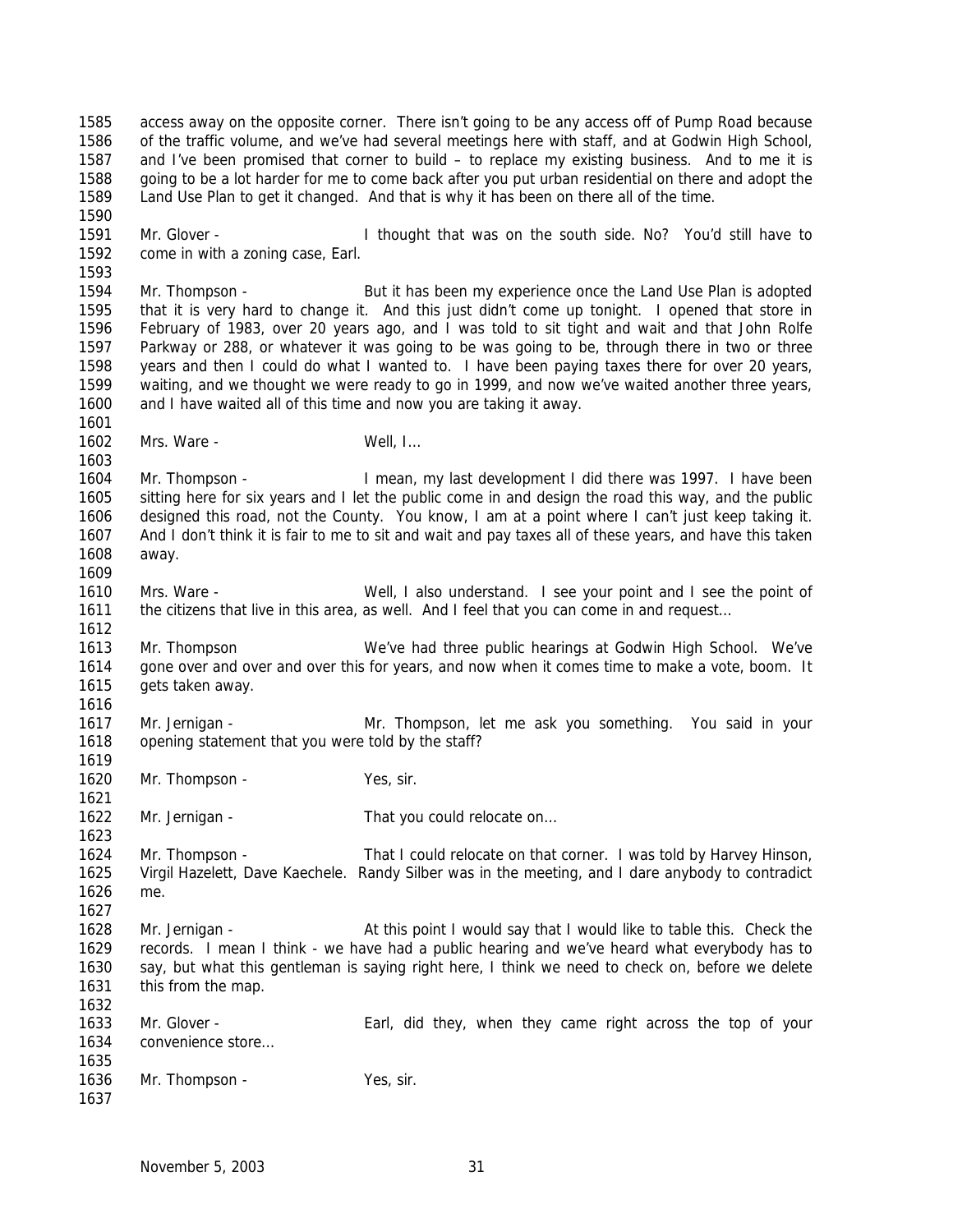access away on the opposite corner. There isn't going to be any access off of Pump Road because of the traffic volume, and we've had several meetings here with staff, and at Godwin High School, and I've been promised that corner to build – to replace my existing business. And to me it is going to be a lot harder for me to come back after you put urban residential on there and adopt the Land Use Plan to get it changed. And that is why it has been on there all of the time.

Mr. Glover - I thought that was on the south side. No? You'd still have to come in with a zoning case, Earl.

Mr. Thompson - But it has been my experience once the Land Use Plan is adopted that it is very hard to change it. And this just didn't come up tonight. I opened that store in February of 1983, over 20 years ago, and I was told to sit tight and wait and that John Rolfe Parkway or 288, or whatever it was going to be was going to be, through there in two or three years and then I could do what I wanted to. I have been paying taxes there for over 20 years, waiting, and we thought we were ready to go in 1999, and now we've waited another three years, and I have waited all of this time and now you are taking it away.

Mrs. Ware - Well, I…

Mr. Thompson - I mean, my last development I did there was 1997. I have been sitting here for six years and I let the public come in and design the road this way, and the public designed this road, not the County. You know, I am at a point where I can't just keep taking it. And I don't think it is fair to me to sit and wait and pay taxes all of these years, and have this taken away.

Mrs. Ware - Well, I also understand. I see your point and I see the point of the citizens that live in this area, as well. And I feel that you can come in and request…

Mr. Thompson We've had three public hearings at Godwin High School. We've gone over and over and over this for years, and now when it comes time to make a vote, boom. It gets taken away.

Mr. Jernigan - Mr. Thompson, let me ask you something. You said in your opening statement that you were told by the staff?

Mr. Thompson - Yes, sir.

Mr. Jernigan - That you could relocate on…

Mr. Thompson - That I could relocate on that corner. I was told by Harvey Hinson, Virgil Hazelett, Dave Kaechele. Randy Silber was in the meeting, and I dare anybody to contradict me.

Mr. Jernigan - At this point I would say that I would like to table this. Check the records. I mean I think - we have had a public hearing and we've heard what everybody has to say, but what this gentleman is saying right here, I think we need to check on, before we delete this from the map.

Mr. Glover - Earl, did they, when they came right across the top of your convenience store…

Mr. Thompson - Yes, sir.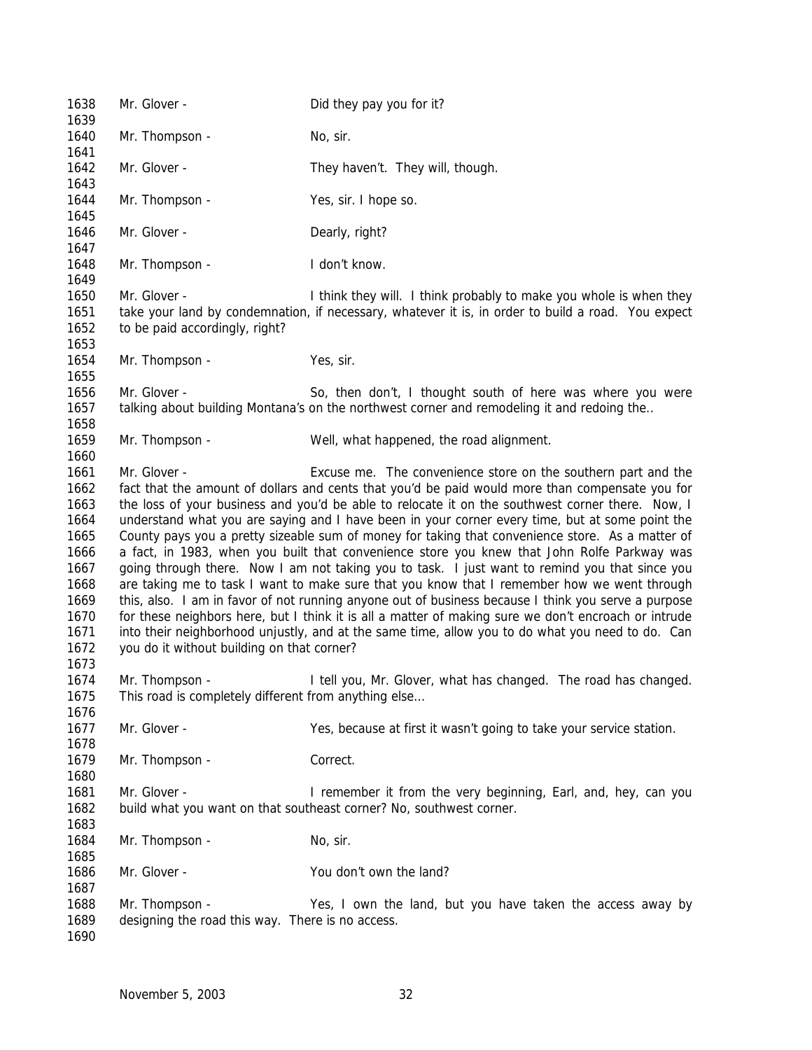Mr. Glover - Did they pay you for it?

Mr. Thompson - No, sir.

Mr. Glover - They haven't. They will, though.

Mr. Thompson - Yes, sir. I hope so.

Mr. Glover - Dearly, right?

Mr. Thompson - I don't know.

Mr. Glover - I think they will. I think probably to make you whole is when they take your land by condemnation, if necessary, whatever it is, in order to build a road. You expect to be paid accordingly, right?

Mr. Thompson - Yes, sir.

Mr. Glover - So, then don't, I thought south of here was where you were talking about building Montana's on the northwest corner and remodeling it and redoing the..

Mr. Thompson - Well, what happened, the road alignment.

Mr. Glover - Excuse me. The convenience store on the southern part and the fact that the amount of dollars and cents that you'd be paid would more than compensate you for the loss of your business and you'd be able to relocate it on the southwest corner there. Now, I understand what you are saying and I have been in your corner every time, but at some point the County pays you a pretty sizeable sum of money for taking that convenience store. As a matter of a fact, in 1983, when you built that convenience store you knew that John Rolfe Parkway was going through there. Now I am not taking you to task. I just want to remind you that since you are taking me to task I want to make sure that you know that I remember how we went through this, also. I am in favor of not running anyone out of business because I think you serve a purpose for these neighbors here, but I think it is all a matter of making sure we don't encroach or intrude into their neighborhood unjustly, and at the same time, allow you to do what you need to do. Can you do it without building on that corner?

Mr. Thompson - I tell you, Mr. Glover, what has changed. The road has changed. This road is completely different from anything else…

Mr. Glover - Yes, because at first it wasn't going to take your service station.

Mr. Thompson - Correct.

Mr. Glover - I remember it from the very beginning, Earl, and, hey, can you build what you want on that southeast corner? No, southwest corner.

Mr. Thompson - No, sir.

Mr. Glover - You don't own the land?

Mr. Thompson - Yes, I own the land, but you have taken the access away by designing the road this way. There is no access.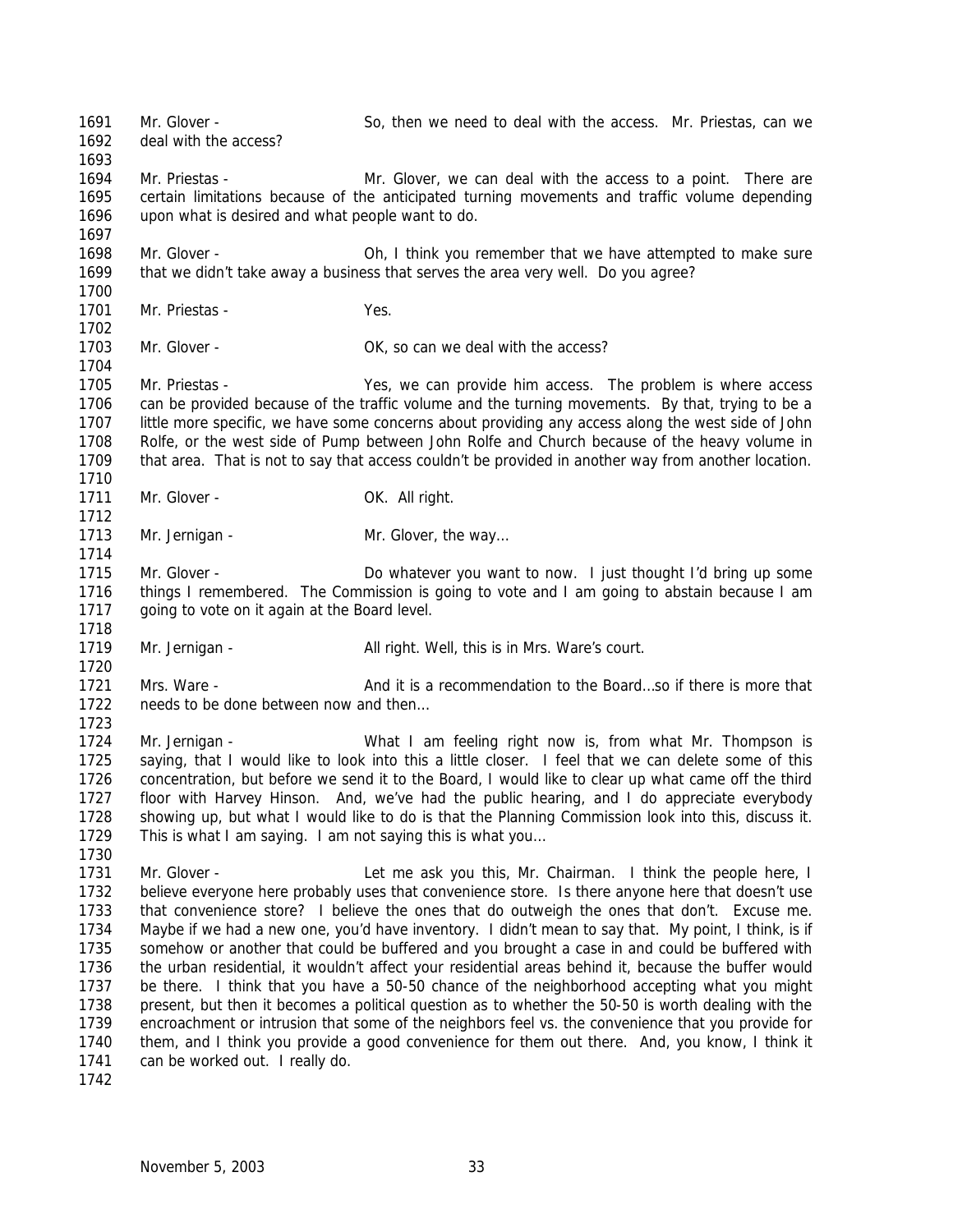Mr. Glover - So, then we need to deal with the access. Mr. Priestas, can we deal with the access?

Mr. Priestas - Mr. Glover, we can deal with the access to a point. There are certain limitations because of the anticipated turning movements and traffic volume depending upon what is desired and what people want to do.

Mr. Glover - Oh, I think you remember that we have attempted to make sure that we didn't take away a business that serves the area very well. Do you agree?

Mr. Priestas - Yes.

Mr. Glover - OK, so can we deal with the access?

Mr. Priestas - Yes, we can provide him access. The problem is where access can be provided because of the traffic volume and the turning movements. By that, trying to be a little more specific, we have some concerns about providing any access along the west side of John Rolfe, or the west side of Pump between John Rolfe and Church because of the heavy volume in that area. That is not to say that access couldn't be provided in another way from another location.

Mr. Glover - OK. All right.

Mr. Jernigan - Mr. Glover, the way…

Mr. Glover - Do whatever you want to now. I just thought I'd bring up some things I remembered. The Commission is going to vote and I am going to abstain because I am going to vote on it again at the Board level.

Mr. Jernigan - All right. Well, this is in Mrs. Ware's court.

Mrs. Ware - And it is a recommendation to the Board…so if there is more that needs to be done between now and then…

Mr. Jernigan - What I am feeling right now is, from what Mr. Thompson is saying, that I would like to look into this a little closer. I feel that we can delete some of this concentration, but before we send it to the Board, I would like to clear up what came off the third floor with Harvey Hinson. And, we've had the public hearing, and I do appreciate everybody showing up, but what I would like to do is that the Planning Commission look into this, discuss it. This is what I am saying. I am not saying this is what you…

Mr. Glover - Let me ask you this, Mr. Chairman. I think the people here, I believe everyone here probably uses that convenience store. Is there anyone here that doesn't use that convenience store? I believe the ones that do outweigh the ones that don't. Excuse me. Maybe if we had a new one, you'd have inventory. I didn't mean to say that. My point, I think, is if somehow or another that could be buffered and you brought a case in and could be buffered with the urban residential, it wouldn't affect your residential areas behind it, because the buffer would be there. I think that you have a 50-50 chance of the neighborhood accepting what you might present, but then it becomes a political question as to whether the 50-50 is worth dealing with the encroachment or intrusion that some of the neighbors feel vs. the convenience that you provide for them, and I think you provide a good convenience for them out there. And, you know, I think it can be worked out. I really do.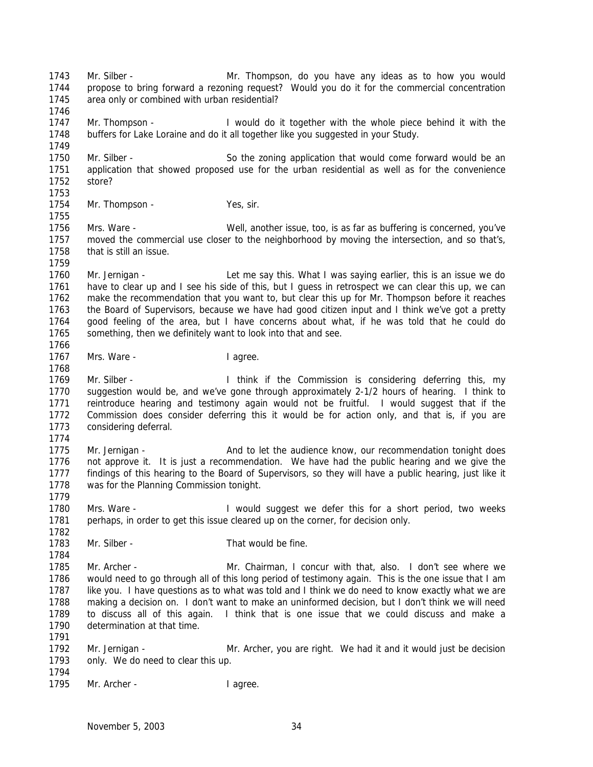Mr. Silber - Mr. Thompson, do you have any ideas as to how you would propose to bring forward a rezoning request? Would you do it for the commercial concentration area only or combined with urban residential?

Mr. Thompson - I would do it together with the whole piece behind it with the buffers for Lake Loraine and do it all together like you suggested in your Study.

Mr. Silber - So the zoning application that would come forward would be an application that showed proposed use for the urban residential as well as for the convenience store?

Mr. Thompson - Yes, sir.

Mrs. Ware - Well, another issue, too, is as far as buffering is concerned, you've moved the commercial use closer to the neighborhood by moving the intersection, and so that's, that is still an issue.

Mr. Jernigan - Let me say this. What I was saying earlier, this is an issue we do have to clear up and I see his side of this, but I guess in retrospect we can clear this up, we can make the recommendation that you want to, but clear this up for Mr. Thompson before it reaches the Board of Supervisors, because we have had good citizen input and I think we've got a pretty good feeling of the area, but I have concerns about what, if he was told that he could do something, then we definitely want to look into that and see.

Mrs. Ware - I agree.

Mr. Silber - I think if the Commission is considering deferring this, my suggestion would be, and we've gone through approximately 2-1/2 hours of hearing. I think to reintroduce hearing and testimony again would not be fruitful. I would suggest that if the Commission does consider deferring this it would be for action only, and that is, if you are considering deferral.

Mr. Jernigan - And to let the audience know, our recommendation tonight does not approve it. It is just a recommendation. We have had the public hearing and we give the findings of this hearing to the Board of Supervisors, so they will have a public hearing, just like it was for the Planning Commission tonight.

Mrs. Ware - I would suggest we defer this for a short period, two weeks perhaps, in order to get this issue cleared up on the corner, for decision only.

Mr. Silber - That would be fine.

Mr. Archer - Mr. Chairman, I concur with that, also. I don't see where we would need to go through all of this long period of testimony again. This is the one issue that I am like you. I have questions as to what was told and I think we do need to know exactly what we are making a decision on. I don't want to make an uninformed decision, but I don't think we will need to discuss all of this again. I think that is one issue that we could discuss and make a determination at that time.

Mr. Jernigan - Mr. Archer, you are right. We had it and it would just be decision only. We do need to clear this up.

Mr. Archer - I agree.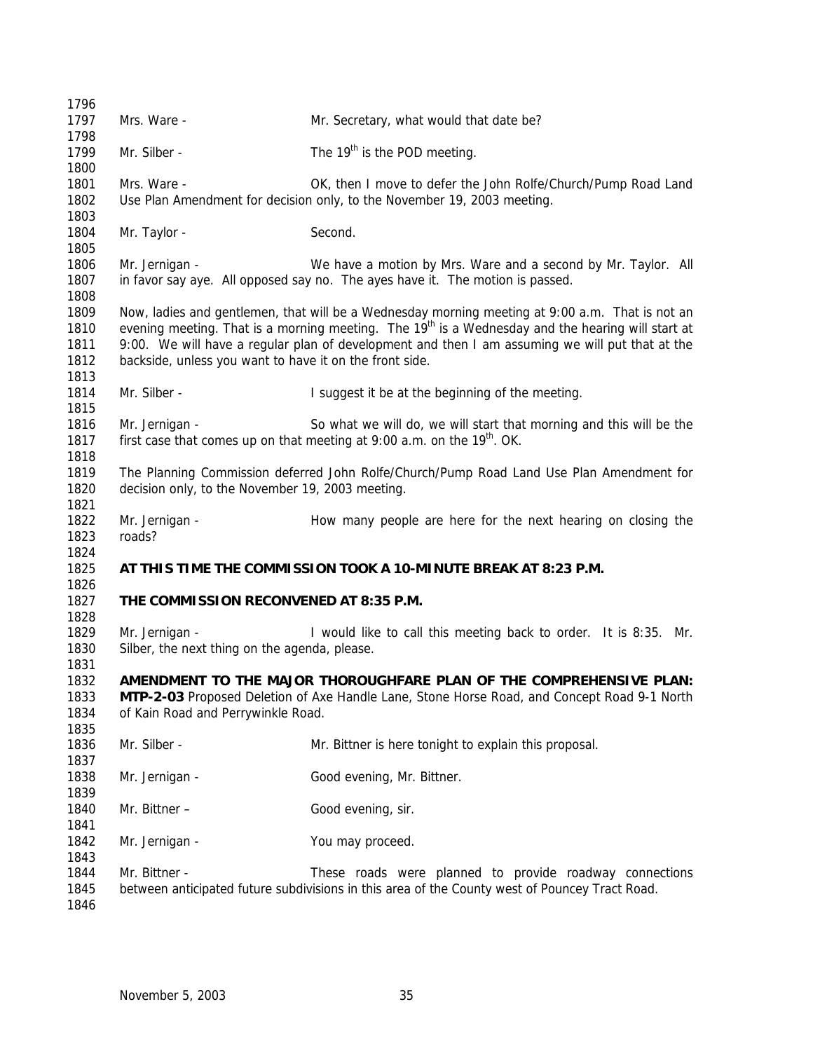Mrs. Ware - Mr. Secretary, what would that date be?

Mr. Silber - The 19th is the POD meeting.

Mrs. Ware - OK, then I move to defer the John Rolfe/Church/Pump Road Land Use Plan Amendment for decision only, to the November 19, 2003 meeting.

Mr. Taylor - Second.

Mr. Jernigan - We have a motion by Mrs. Ware and a second by Mr. Taylor. All in favor say aye. All opposed say no. The ayes have it. The motion is passed.

Now, ladies and gentlemen, that will be a Wednesday morning meeting at 9:00 a.m. That is not an evening meeting. That is a morning meeting. The 19th is a Wednesday and the hearing will start at 9:00. We will have a regular plan of development and then I am assuming we will put that at the backside, unless you want to have it on the front side.

Mr. Silber - I suggest it be at the beginning of the meeting.

Mr. Jernigan - So what we will do, we will start that morning and this will be the first case that comes up on that meeting at 9:00 a.m. on the 19th. OK.

The Planning Commission deferred John Rolfe/Church/Pump Road Land Use Plan Amendment for decision only, to the November 19, 2003 meeting.

Mr. Jernigan - How many people are here for the next hearing on closing the roads?

**AT THIS TIME THE COMMISSION TOOK A 10-MINUTE BREAK AT 8:23 P.M.**

**THE COMMISSION RECONVENED AT 8:35 P.M.**

Mr. Jernigan - I would like to call this meeting back to order. It is 8:35. Mr. Silber, the next thing on the agenda, please.

**AMENDMENT TO THE MAJOR THOROUGHFARE PLAN OF THE COMPREHENSIVE PLAN: MTP-2-03** Proposed Deletion of Axe Handle Lane, Stone Horse Road, and Concept Road 9-1 North of Kain Road and Perrywinkle Road.

Mr. Silber - Mr. Bittner is here tonight to explain this proposal.

Mr. Jernigan - Good evening, Mr. Bittner.

Mr. Bittner – Good evening, sir.

Mr. Jernigan - You may proceed.

Mr. Bittner - These roads were planned to provide roadway connections between anticipated future subdivisions in this area of the County west of Pouncey Tract Road.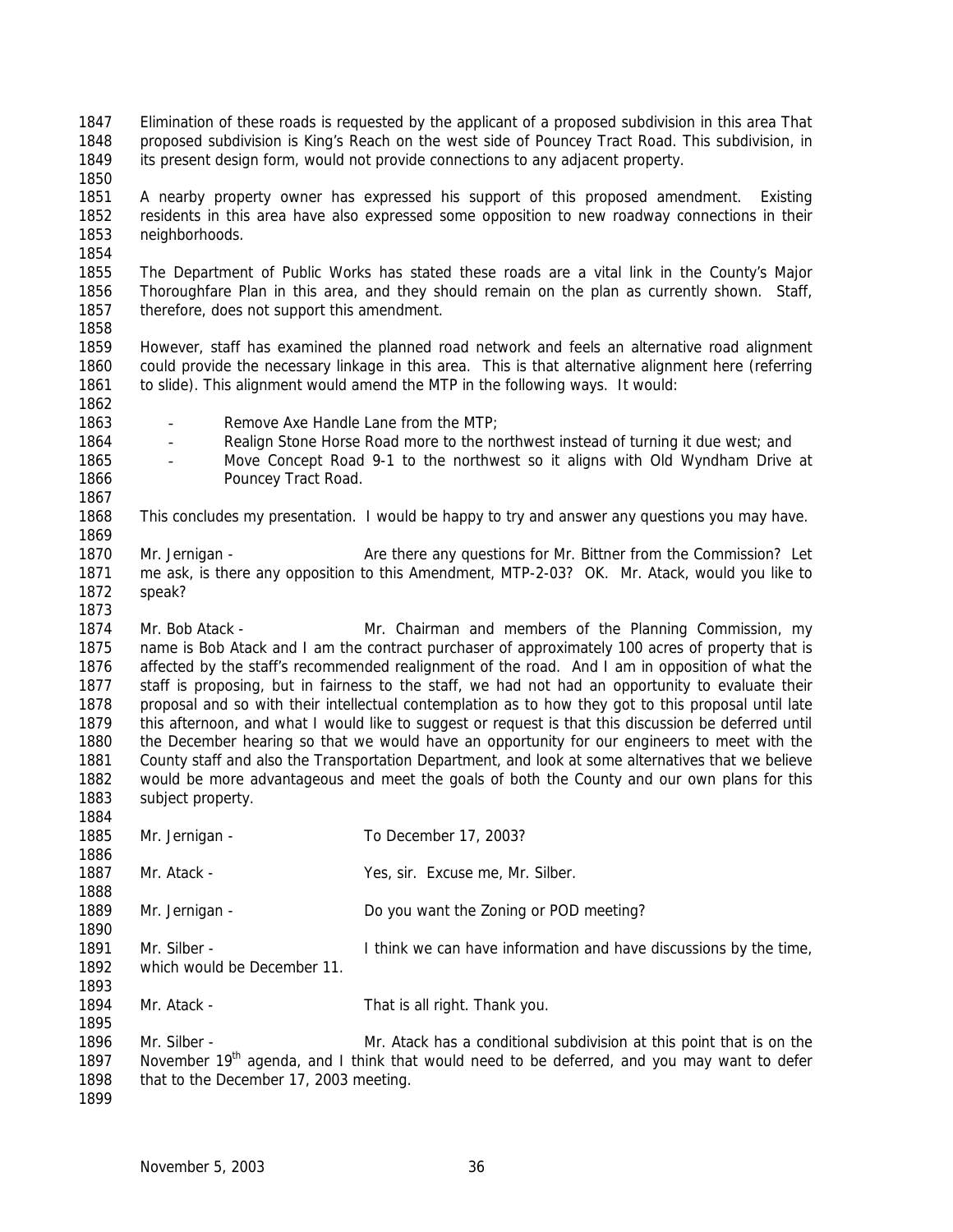Elimination of these roads is requested by the applicant of a proposed subdivision in this area That proposed subdivision is King's Reach on the west side of Pouncey Tract Road. This subdivision, in its present design form, would not provide connections to any adjacent property.

A nearby property owner has expressed his support of this proposed amendment. Existing residents in this area have also expressed some opposition to new roadway connections in their neighborhoods.

The Department of Public Works has stated these roads are a vital link in the County's Major Thoroughfare Plan in this area, and they should remain on the plan as currently shown. Staff, therefore, does not support this amendment.

However, staff has examined the planned road network and feels an alternative road alignment could provide the necessary linkage in this area. This is that alternative alignment here (referring to slide). This alignment would amend the MTP in the following ways. It would:

- Remove Axe Handle Lane from the MTP;
- Realign Stone Horse Road more to the northwest instead of turning it due west; and
- Move Concept Road 9-1 to the northwest so it aligns with Old Wyndham Drive at Pouncey Tract Road.

This concludes my presentation. I would be happy to try and answer any questions you may have.

Mr. Jernigan - Are there any questions for Mr. Bittner from the Commission? Let me ask, is there any opposition to this Amendment, MTP-2-03? OK. Mr. Atack, would you like to speak?

Mr. Bob Atack - Mr. Chairman and members of the Planning Commission, my name is Bob Atack and I am the contract purchaser of approximately 100 acres of property that is affected by the staff's recommended realignment of the road. And I am in opposition of what the staff is proposing, but in fairness to the staff, we had not had an opportunity to evaluate their proposal and so with their intellectual contemplation as to how they got to this proposal until late this afternoon, and what I would like to suggest or request is that this discussion be deferred until the December hearing so that we would have an opportunity for our engineers to meet with the County staff and also the Transportation Department, and look at some alternatives that we believe would be more advantageous and meet the goals of both the County and our own plans for this subject property.

Mr. Jernigan - To December 17, 2003?

Mr. Atack - Yes, sir. Excuse me, Mr. Silber.

Mr. Jernigan - Do you want the Zoning or POD meeting?

Mr. Silber - I think we can have information and have discussions by the time, which would be December 11.

Mr. Atack - That is all right. Thank you.

Mr. Silber - Mr. Atack has a conditional subdivision at this point that is on the November 19th agenda, and I think that would need to be deferred, and you may want to defer that to the December 17, 2003 meeting.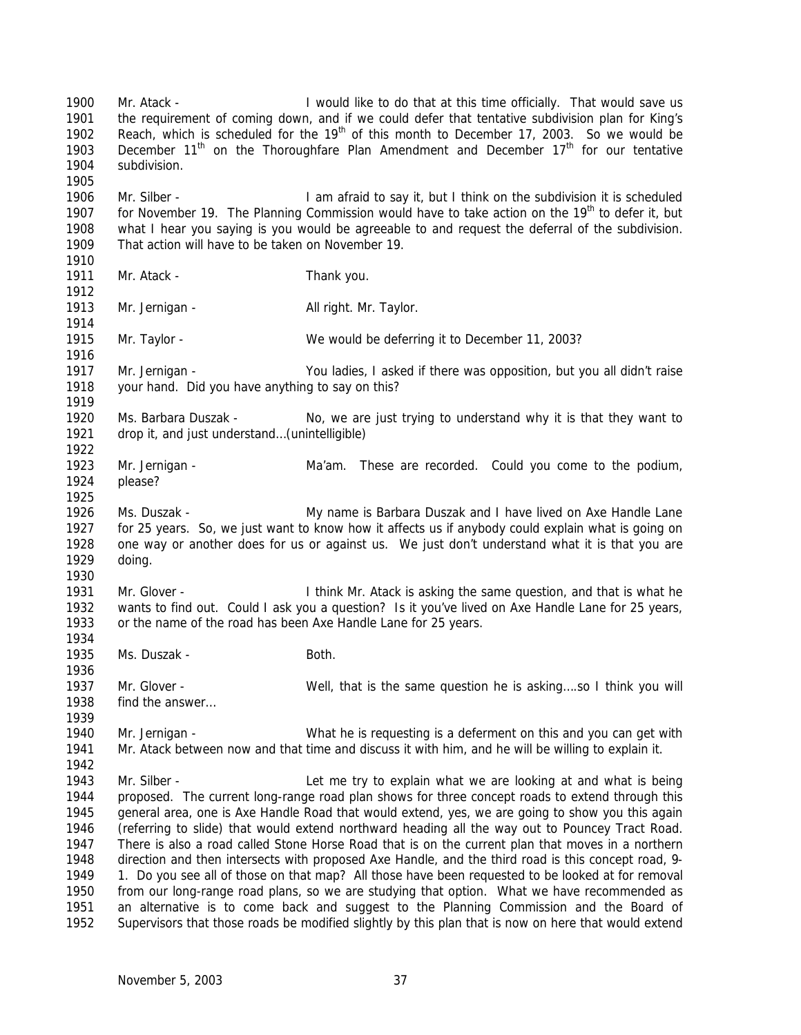1900 Mr. Atack - I would like to do that at this time officially. That would save us
1901 the requirement of coming down, and if we could defer that tentative subdivision plan for King's
1902 Reach, which is scheduled for the 19th of this month to December 17, 2003. So we would be
1903 December 11th on the Thoroughfare Plan Amendment and December 17th for our tentative
1904 subdivision.

1906 Mr. Silber - I am afraid to say it, but I think on the subdivision it is scheduled
1907 for November 19. The Planning Commission would have to take action on the 19th to defer it, but
1908 what I hear you saying is you would be agreeable to and request the deferral of the subdivision.
1909 That action will have to be taken on November 19.

1911 Mr. Atack - Thank you.

1913 Mr. Jernigan - All right. Mr. Taylor.

1915 Mr. Taylor - We would be deferring it to December 11, 2003?

1917 Mr. Jernigan - You ladies, I asked if there was opposition, but you all didn't raise
1918 your hand. Did you have anything to say on this?

1920 Ms. Barbara Duszak - No, we are just trying to understand why it is that they want to
1921 drop it, and just understand…(unintelligible)

1923 Mr. Jernigan - Ma'am. These are recorded. Could you come to the podium,
1924 please?

1926 Ms. Duszak - My name is Barbara Duszak and I have lived on Axe Handle Lane
1927 for 25 years. So, we just want to know how it affects us if anybody could explain what is going on
1928 one way or another does for us or against us. We just don't understand what it is that you are
1929 doing.

1931 Mr. Glover - I think Mr. Atack is asking the same question, and that is what he
1932 wants to find out. Could I ask you a question? Is it you've lived on Axe Handle Lane for 25 years,
1933 or the name of the road has been Axe Handle Lane for 25 years.

1935 Ms. Duszak - Both.

1937 Mr. Glover - Well, that is the same question he is asking….so I think you will
1938 find the answer…

1940 Mr. Jernigan - What he is requesting is a deferment on this and you can get with
1941 Mr. Atack between now and that time and discuss it with him, and he will be willing to explain it.

1943 Mr. Silber - Let me try to explain what we are looking at and what is being
1944 proposed. The current long-range road plan shows for three concept roads to extend through this
1945 general area, one is Axe Handle Road that would extend, yes, we are going to show you this again
1946 (referring to slide) that would extend northward heading all the way out to Pouncey Tract Road.
1947 There is also a road called Stone Horse Road that is on the current plan that moves in a northern
1948 direction and then intersects with proposed Axe Handle, and the third road is this concept road, 9-
1949 1. Do you see all of those on that map? All those have been requested to be looked at for removal
1950 from our long-range road plans, so we are studying that option. What we have recommended as
1951 an alternative is to come back and suggest to the Planning Commission and the Board of
1952 Supervisors that those roads be modified slightly by this plan that is now on here that would extend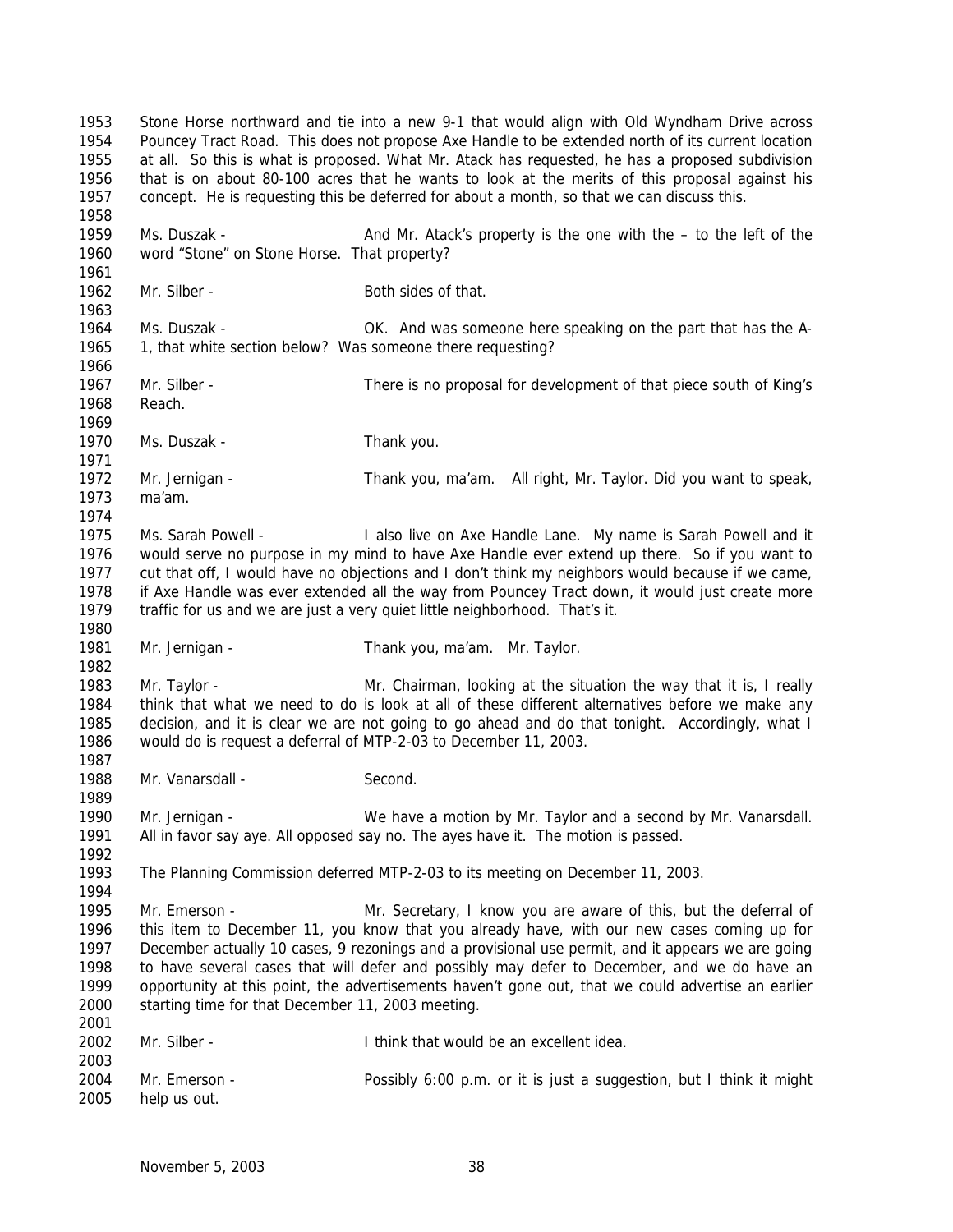Stone Horse northward and tie into a new 9-1 that would align with Old Wyndham Drive across Pouncey Tract Road. This does not propose Axe Handle to be extended north of its current location at all. So this is what is proposed. What Mr. Atack has requested, he has a proposed subdivision that is on about 80-100 acres that he wants to look at the merits of this proposal against his concept. He is requesting this be deferred for about a month, so that we can discuss this.

Ms. Duszak - And Mr. Atack's property is the one with the – to the left of the word "Stone" on Stone Horse. That property?

Mr. Silber - Both sides of that.

Ms. Duszak - OK. And was someone here speaking on the part that has the A-1, that white section below? Was someone there requesting?

Mr. Silber - There is no proposal for development of that piece south of King's Reach.

Ms. Duszak - Thank you.

Mr. Jernigan - Thank you, ma'am. All right, Mr. Taylor. Did you want to speak, ma'am.

Ms. Sarah Powell - I also live on Axe Handle Lane. My name is Sarah Powell and it would serve no purpose in my mind to have Axe Handle ever extend up there. So if you want to cut that off, I would have no objections and I don't think my neighbors would because if we came, if Axe Handle was ever extended all the way from Pouncey Tract down, it would just create more traffic for us and we are just a very quiet little neighborhood. That's it.

Mr. Jernigan - Thank you, ma'am. Mr. Taylor.

Mr. Taylor - Mr. Chairman, looking at the situation the way that it is, I really think that what we need to do is look at all of these different alternatives before we make any decision, and it is clear we are not going to go ahead and do that tonight. Accordingly, what I would do is request a deferral of MTP-2-03 to December 11, 2003.

Mr. Vanarsdall - Second.

Mr. Jernigan - We have a motion by Mr. Taylor and a second by Mr. Vanarsdall. All in favor say aye. All opposed say no. The ayes have it. The motion is passed.

The Planning Commission deferred MTP-2-03 to its meeting on December 11, 2003.

Mr. Emerson - Mr. Secretary, I know you are aware of this, but the deferral of this item to December 11, you know that you already have, with our new cases coming up for December actually 10 cases, 9 rezonings and a provisional use permit, and it appears we are going to have several cases that will defer and possibly may defer to December, and we do have an opportunity at this point, the advertisements haven't gone out, that we could advertise an earlier starting time for that December 11, 2003 meeting.

Mr. Silber - I think that would be an excellent idea.

Mr. Emerson - Possibly 6:00 p.m. or it is just a suggestion, but I think it might help us out.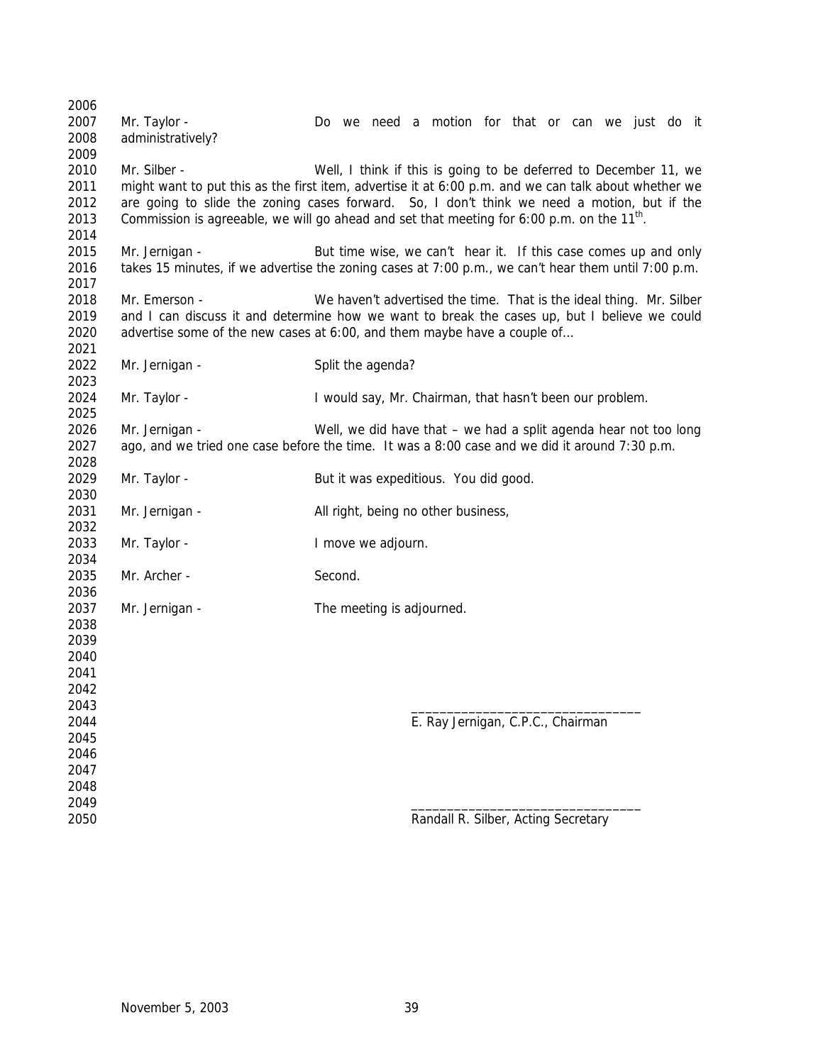Mr. Taylor - Do we need a motion for that or can we just do it administratively?

Mr. Silber - Well, I think if this is going to be deferred to December 11, we might want to put this as the first item, advertise it at 6:00 p.m. and we can talk about whether we are going to slide the zoning cases forward. So, I don't think we need a motion, but if the Commission is agreeable, we will go ahead and set that meeting for 6:00 p.m. on the 11th.

Mr. Jernigan - But time wise, we can't hear it. If this case comes up and only takes 15 minutes, if we advertise the zoning cases at 7:00 p.m., we can't hear them until 7:00 p.m.

Mr. Emerson - We haven't advertised the time. That is the ideal thing. Mr. Silber and I can discuss it and determine how we want to break the cases up, but I believe we could advertise some of the new cases at 6:00, and them maybe have a couple of…

Mr. Jernigan - Split the agenda?

Mr. Taylor - I would say, Mr. Chairman, that hasn't been our problem.

Mr. Jernigan - Well, we did have that – we had a split agenda hear not too long ago, and we tried one case before the time. It was a 8:00 case and we did it around 7:30 p.m.

Mr. Taylor - But it was expeditious. You did good.

Mr. Jernigan - All right, being no other business,

Mr. Taylor - I move we adjourn.

Mr. Archer - Second.

Mr. Jernigan - The meeting is adjourned.

\_\_\_\_\_\_\_\_\_\_\_\_\_\_\_\_\_\_\_\_\_\_\_\_\_\_\_\_\_\_\_\_
E. Ray Jernigan, C.P.C., Chairman

\_\_\_\_\_\_\_\_\_\_\_\_\_\_\_\_\_\_\_\_\_\_\_\_\_\_\_\_\_\_\_\_
Randall R. Silber, Acting Secretary